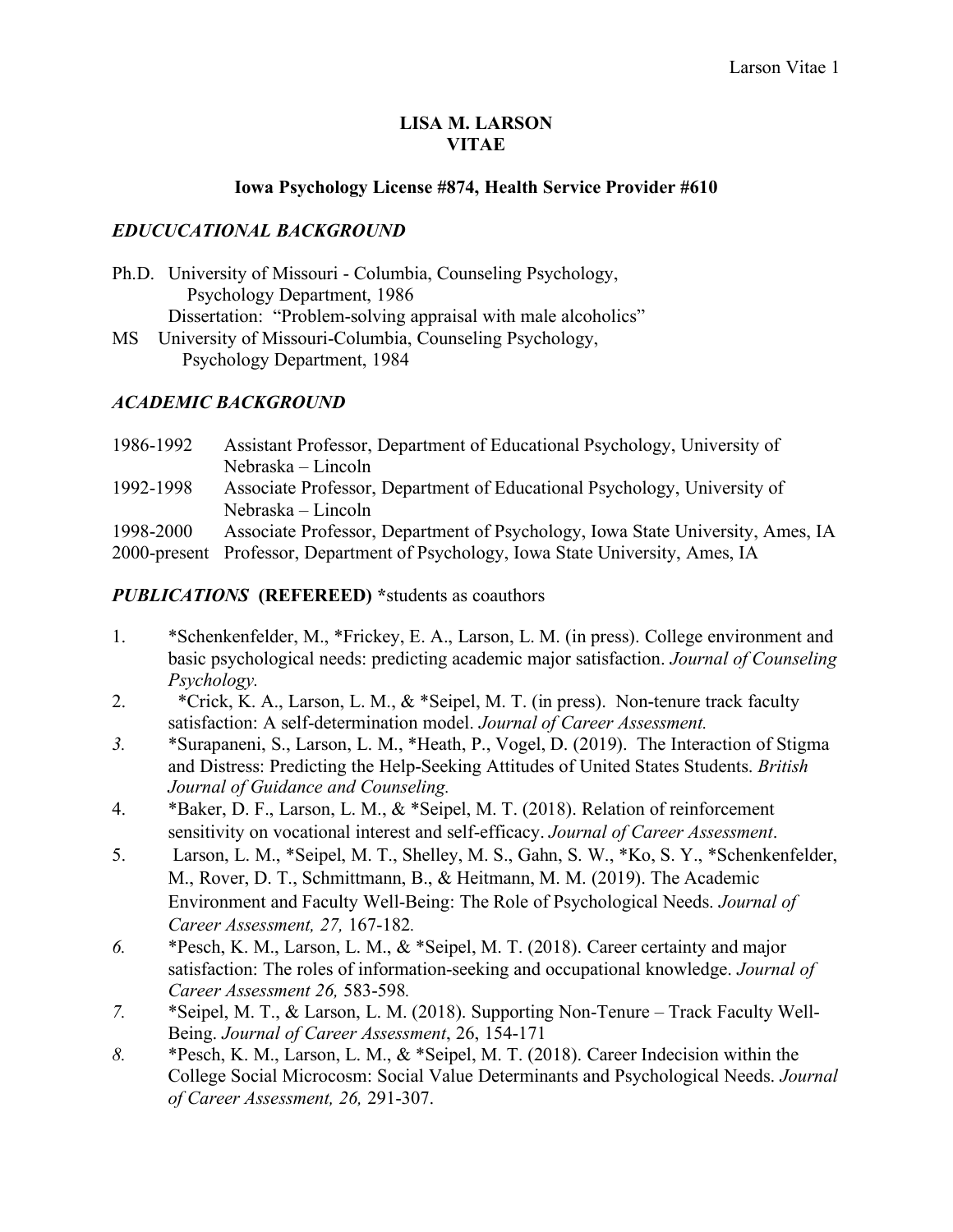# LISA M. LARSON
# VITAE

**Iowa Psychology License #874, Health Service Provider #610**

## *EDUCUCATIONAL BACKGROUND*

Ph.D. University of Missouri - Columbia, Counseling Psychology, Psychology Department, 1986
Dissertation: "Problem-solving appraisal with male alcoholics"

MS University of Missouri-Columbia, Counseling Psychology, Psychology Department, 1984

## *ACADEMIC BACKGROUND*

| | |
|---|---|
| 1986-1992 | Assistant Professor, Department of Educational Psychology, University of Nebraska – Lincoln |
| 1992-1998 | Associate Professor, Department of Educational Psychology, University of Nebraska – Lincoln |
| 1998-2000 | Associate Professor, Department of Psychology, Iowa State University, Ames, IA |
| 2000-present | Professor, Department of Psychology, Iowa State University, Ames, IA |

## *PUBLICATIONS* **(REFEREED)** *students as coauthors

1. *Schenkenfelder, M., *Frickey, E. A., Larson, L. M. (in press). College environment and basic psychological needs: predicting academic major satisfaction. *Journal of Counseling Psychology.*
2. *Crick, K. A., Larson, L. M., & *Seipel, M. T. (in press). Non-tenure track faculty satisfaction: A self-determination model. *Journal of Career Assessment.*
3. *Surapaneni, S., Larson, L. M., *Heath, P., Vogel, D. (2019). The Interaction of Stigma and Distress: Predicting the Help-Seeking Attitudes of United States Students. *British Journal of Guidance and Counseling.*
4. *Baker, D. F., Larson, L. M., & *Seipel, M. T. (2018). Relation of reinforcement sensitivity on vocational interest and self-efficacy. *Journal of Career Assessment*.
5. Larson, L. M., *Seipel, M. T., Shelley, M. S., Gahn, S. W., *Ko, S. Y., *Schenkenfelder, M., Rover, D. T., Schmittmann, B., & Heitmann, M. M. (2019). The Academic Environment and Faculty Well-Being: The Role of Psychological Needs. *Journal of Career Assessment, 27,* 167-182.
6. *Pesch, K. M., Larson, L. M., & *Seipel, M. T. (2018). Career certainty and major satisfaction: The roles of information-seeking and occupational knowledge. *Journal of Career Assessment 26,* 583-598*.*
7. *Seipel, M. T., & Larson, L. M. (2018). Supporting Non-Tenure – Track Faculty Well-Being. *Journal of Career Assessment*, 26, 154-171
8. *Pesch, K. M., Larson, L. M., & *Seipel, M. T. (2018). Career Indecision within the College Social Microcosm: Social Value Determinants and Psychological Needs. *Journal of Career Assessment, 26,* 291-307.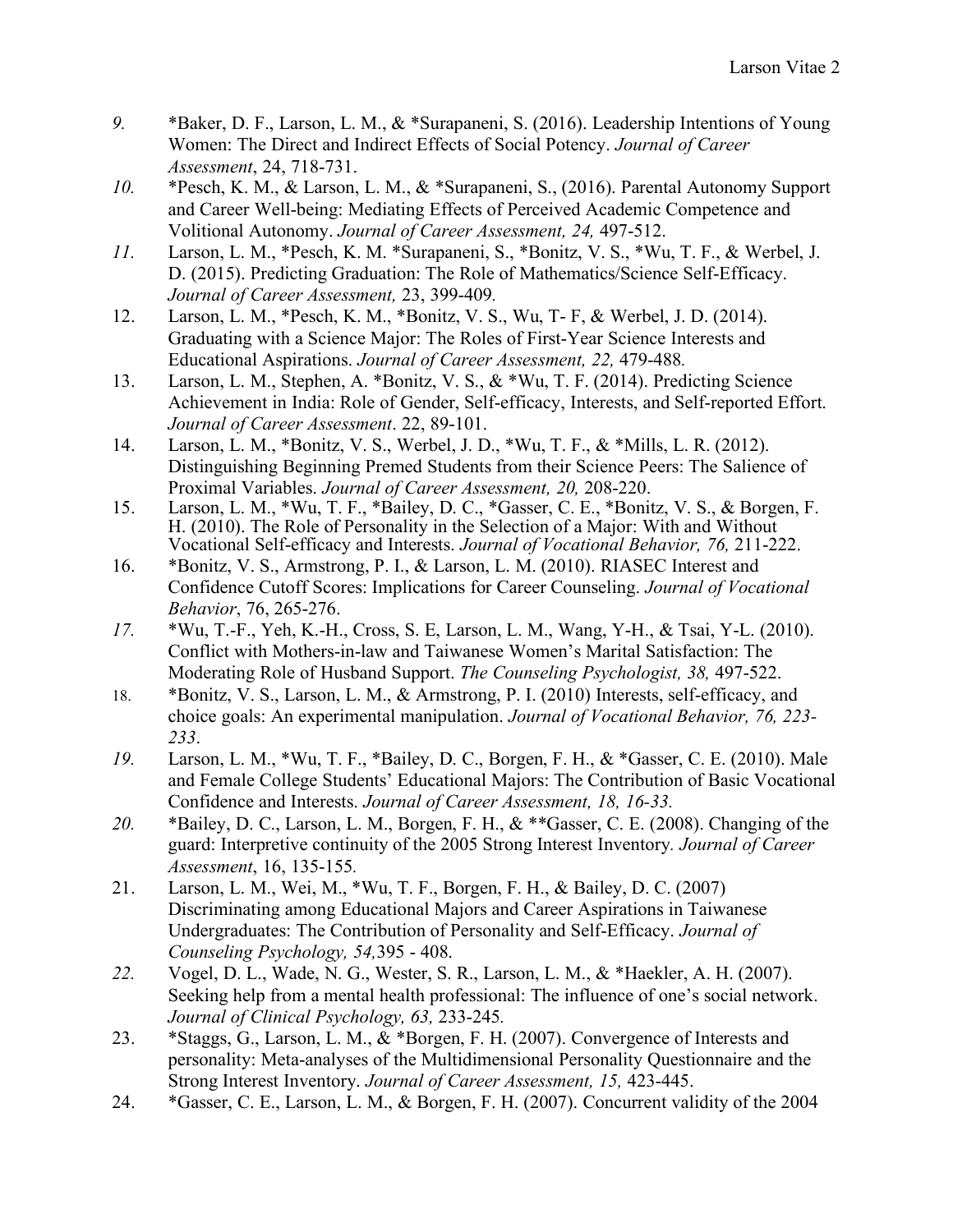9. *Baker, D. F., Larson, L. M., & *Surapaneni, S. (2016). Leadership Intentions of Young Women: The Direct and Indirect Effects of Social Potency. *Journal of Career Assessment*, 24, 718-731.

10. *Pesch, K. M., & Larson, L. M., & *Surapaneni, S., (2016). Parental Autonomy Support and Career Well-being: Mediating Effects of Perceived Academic Competence and Volitional Autonomy. *Journal of Career Assessment, 24,* 497-512.

11. Larson, L. M., *Pesch, K. M. *Surapaneni, S., *Bonitz, V. S., *Wu, T. F., & Werbel, J. D. (2015). Predicting Graduation: The Role of Mathematics/Science Self-Efficacy. *Journal of Career Assessment,* 23, 399-409.

12. Larson, L. M., *Pesch, K. M., *Bonitz, V. S., Wu, T- F, & Werbel, J. D. (2014). Graduating with a Science Major: The Roles of First-Year Science Interests and Educational Aspirations. *Journal of Career Assessment, 22,* 479-488.

13. Larson, L. M., Stephen, A. *Bonitz, V. S., & *Wu, T. F. (2014). Predicting Science Achievement in India: Role of Gender, Self-efficacy, Interests, and Self-reported Effort. *Journal of Career Assessment*. 22, 89-101.

14. Larson, L. M., *Bonitz, V. S., Werbel, J. D., *Wu, T. F., & *Mills, L. R. (2012). Distinguishing Beginning Premed Students from their Science Peers: The Salience of Proximal Variables. *Journal of Career Assessment, 20,* 208-220.

15. Larson, L. M., *Wu, T. F., *Bailey, D. C., *Gasser, C. E., *Bonitz, V. S., & Borgen, F. H. (2010). The Role of Personality in the Selection of a Major: With and Without Vocational Self-efficacy and Interests. *Journal of Vocational Behavior, 76,* 211-222.

16. *Bonitz, V. S., Armstrong, P. I., & Larson, L. M. (2010). RIASEC Interest and Confidence Cutoff Scores: Implications for Career Counseling. *Journal of Vocational Behavior*, 76, 265-276.

17. *Wu, T.-F., Yeh, K.-H., Cross, S. E, Larson, L. M., Wang, Y-H., & Tsai, Y-L. (2010). Conflict with Mothers-in-law and Taiwanese Women's Marital Satisfaction: The Moderating Role of Husband Support. *The Counseling Psychologist, 38,* 497-522.

18. *Bonitz, V. S., Larson, L. M., & Armstrong, P. I. (2010) Interests, self-efficacy, and choice goals: An experimental manipulation. *Journal of Vocational Behavior, 76, 223-233*.

19. Larson, L. M., *Wu, T. F., *Bailey, D. C., Borgen, F. H., & *Gasser, C. E. (2010). Male and Female College Students' Educational Majors: The Contribution of Basic Vocational Confidence and Interests. *Journal of Career Assessment, 18, 16-33.*

20. *Bailey, D. C., Larson, L. M., Borgen, F. H., & **Gasser, C. E. (2008). Changing of the guard: Interpretive continuity of the 2005 Strong Interest Inventory. *Journal of Career Assessment*, 16, 135-155.

21. Larson, L. M., Wei, M., *Wu, T. F., Borgen, F. H., & Bailey, D. C. (2007) Discriminating among Educational Majors and Career Aspirations in Taiwanese Undergraduates: The Contribution of Personality and Self-Efficacy. *Journal of Counseling Psychology, 54,*395 - 408.

22. Vogel, D. L., Wade, N. G., Wester, S. R., Larson, L. M., & *Haekler, A. H. (2007). Seeking help from a mental health professional: The influence of one's social network. *Journal of Clinical Psychology, 63,* 233-245.

23. *Staggs, G., Larson, L. M., & *Borgen, F. H. (2007). Convergence of Interests and personality: Meta-analyses of the Multidimensional Personality Questionnaire and the Strong Interest Inventory. *Journal of Career Assessment, 15,* 423-445.

24. *Gasser, C. E., Larson, L. M., & Borgen, F. H. (2007). Concurrent validity of the 2004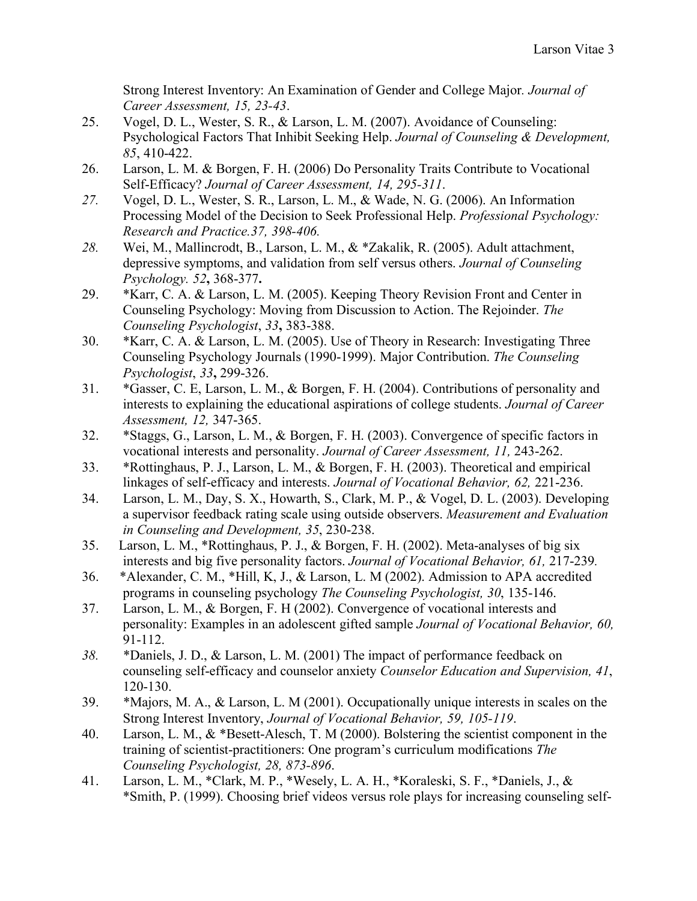Strong Interest Inventory: An Examination of Gender and College Major. *Journal of Career Assessment, 15, 23-43*.

25. Vogel, D. L., Wester, S. R., & Larson, L. M. (2007). Avoidance of Counseling: Psychological Factors That Inhibit Seeking Help. *Journal of Counseling & Development, 85*, 410-422.
26. Larson, L. M. & Borgen, F. H. (2006) Do Personality Traits Contribute to Vocational Self-Efficacy? *Journal of Career Assessment, 14, 295-311*.
27. Vogel, D. L., Wester, S. R., Larson, L. M., & Wade, N. G. (2006). An Information Processing Model of the Decision to Seek Professional Help. *Professional Psychology: Research and Practice.37, 398-406.*
28. Wei, M., Mallincrodt, B., Larson, L. M., & *Zakalik, R. (2005). Adult attachment, depressive symptoms, and validation from self versus others. *Journal of Counseling Psychology. 52*, 368-377.
29. *Karr, C. A. & Larson, L. M. (2005). Keeping Theory Revision Front and Center in Counseling Psychology: Moving from Discussion to Action. The Rejoinder. *The Counseling Psychologist*, *33*, 383-388.
30. *Karr, C. A. & Larson, L. M. (2005). Use of Theory in Research: Investigating Three Counseling Psychology Journals (1990-1999). Major Contribution. *The Counseling Psychologist*, *33*, 299-326.
31. *Gasser, C. E, Larson, L. M., & Borgen, F. H. (2004). Contributions of personality and interests to explaining the educational aspirations of college students. *Journal of Career Assessment, 12,* 347-365.
32. *Staggs, G., Larson, L. M., & Borgen, F. H. (2003). Convergence of specific factors in vocational interests and personality. *Journal of Career Assessment, 11,* 243-262.
33. *Rottinghaus, P. J., Larson, L. M., & Borgen, F. H. (2003). Theoretical and empirical linkages of self-efficacy and interests. *Journal of Vocational Behavior, 62,* 221-236.
34. Larson, L. M., Day, S. X., Howarth, S., Clark, M. P., & Vogel, D. L. (2003). Developing a supervisor feedback rating scale using outside observers. *Measurement and Evaluation in Counseling and Development, 35*, 230-238.
35. Larson, L. M., *Rottinghaus, P. J., & Borgen, F. H. (2002). Meta-analyses of big six interests and big five personality factors. *Journal of Vocational Behavior, 61,* 217-239.
36. *Alexander, C. M., *Hill, K, J., & Larson, L. M (2002). Admission to APA accredited programs in counseling psychology *The Counseling Psychologist, 30*, 135-146.
37. Larson, L. M., & Borgen, F. H (2002). Convergence of vocational interests and personality: Examples in an adolescent gifted sample *Journal of Vocational Behavior, 60,* 91-112.
38. *Daniels, J. D., & Larson, L. M. (2001) The impact of performance feedback on counseling self-efficacy and counselor anxiety *Counselor Education and Supervision, 41*, 120-130.
39. *Majors, M. A., & Larson, L. M (2001). Occupationally unique interests in scales on the Strong Interest Inventory, *Journal of Vocational Behavior, 59, 105-119*.
40. Larson, L. M., & *Besett-Alesch, T. M (2000). Bolstering the scientist component in the training of scientist-practitioners: One program's curriculum modifications *The Counseling Psychologist, 28, 873-896*.
41. Larson, L. M., *Clark, M. P., *Wesely, L. A. H., *Koraleski, S. F., *Daniels, J., & *Smith, P. (1999). Choosing brief videos versus role plays for increasing counseling self-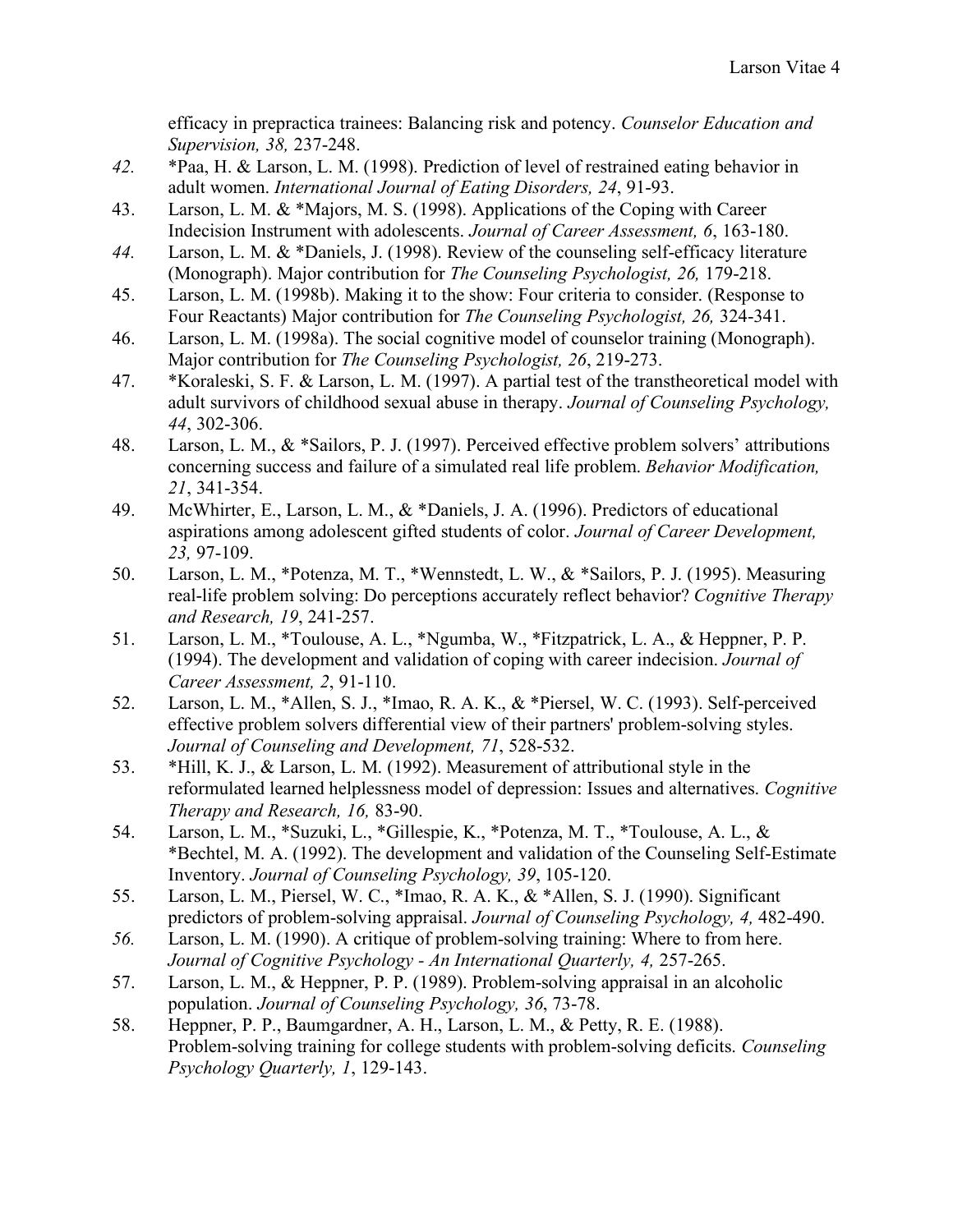efficacy in prepractica trainees: Balancing risk and potency. *Counselor Education and Supervision, 38,* 237-248.

42. *Paa, H. & Larson, L. M. (1998). Prediction of level of restrained eating behavior in adult women. *International Journal of Eating Disorders, 24*, 91-93.
43. Larson, L. M. & *Majors, M. S. (1998). Applications of the Coping with Career Indecision Instrument with adolescents. *Journal of Career Assessment, 6*, 163-180.
44. Larson, L. M. & *Daniels, J. (1998). Review of the counseling self-efficacy literature (Monograph). Major contribution for *The Counseling Psychologist, 26,* 179-218.
45. Larson, L. M. (1998b). Making it to the show: Four criteria to consider. (Response to Four Reactants) Major contribution for *The Counseling Psychologist, 26,* 324-341.
46. Larson, L. M. (1998a). The social cognitive model of counselor training (Monograph). Major contribution for *The Counseling Psychologist, 26*, 219-273.
47. *Koraleski, S. F. & Larson, L. M. (1997). A partial test of the transtheoretical model with adult survivors of childhood sexual abuse in therapy. *Journal of Counseling Psychology, 44*, 302-306.
48. Larson, L. M., & *Sailors, P. J. (1997). Perceived effective problem solvers' attributions concerning success and failure of a simulated real life problem. *Behavior Modification, 21*, 341-354.
49. McWhirter, E., Larson, L. M., & *Daniels, J. A. (1996). Predictors of educational aspirations among adolescent gifted students of color. *Journal of Career Development, 23,* 97-109.
50. Larson, L. M., *Potenza, M. T., *Wennstedt, L. W., & *Sailors, P. J. (1995). Measuring real-life problem solving: Do perceptions accurately reflect behavior? *Cognitive Therapy and Research, 19*, 241-257.
51. Larson, L. M., *Toulouse, A. L., *Ngumba, W., *Fitzpatrick, L. A., & Heppner, P. P. (1994). The development and validation of coping with career indecision. *Journal of Career Assessment, 2*, 91-110.
52. Larson, L. M., *Allen, S. J., *Imao, R. A. K., & *Piersel, W. C. (1993). Self-perceived effective problem solvers differential view of their partners' problem-solving styles. *Journal of Counseling and Development, 71*, 528-532.
53. *Hill, K. J., & Larson, L. M. (1992). Measurement of attributional style in the reformulated learned helplessness model of depression: Issues and alternatives. *Cognitive Therapy and Research, 16,* 83-90.
54. Larson, L. M., *Suzuki, L., *Gillespie, K., *Potenza, M. T., *Toulouse, A. L., & *Bechtel, M. A. (1992). The development and validation of the Counseling Self-Estimate Inventory. *Journal of Counseling Psychology, 39*, 105-120.
55. Larson, L. M., Piersel, W. C., *Imao, R. A. K., & *Allen, S. J. (1990). Significant predictors of problem-solving appraisal. *Journal of Counseling Psychology, 4,* 482-490.
56. Larson, L. M. (1990). A critique of problem-solving training: Where to from here. *Journal of Cognitive Psychology - An International Quarterly, 4,* 257-265.
57. Larson, L. M., & Heppner, P. P. (1989). Problem-solving appraisal in an alcoholic population. *Journal of Counseling Psychology, 36*, 73-78.
58. Heppner, P. P., Baumgardner, A. H., Larson, L. M., & Petty, R. E. (1988). Problem-solving training for college students with problem-solving deficits. *Counseling Psychology Quarterly, 1*, 129-143.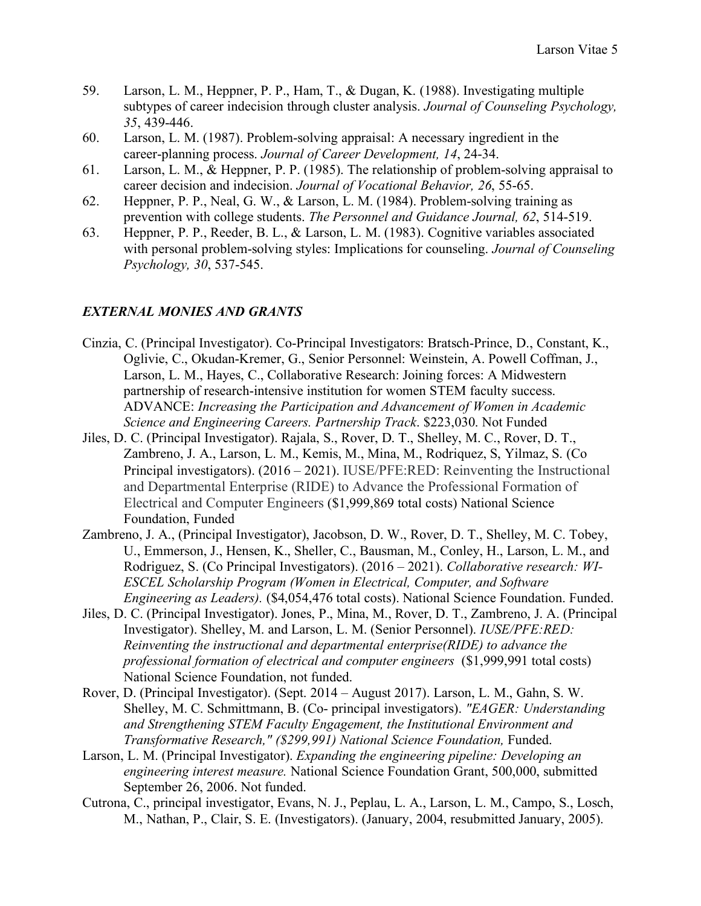59. Larson, L. M., Heppner, P. P., Ham, T., & Dugan, K. (1988). Investigating multiple subtypes of career indecision through cluster analysis. *Journal of Counseling Psychology, 35*, 439-446.
60. Larson, L. M. (1987). Problem-solving appraisal: A necessary ingredient in the career-planning process. *Journal of Career Development, 14*, 24-34.
61. Larson, L. M., & Heppner, P. P. (1985). The relationship of problem-solving appraisal to career decision and indecision. *Journal of Vocational Behavior, 26*, 55-65.
62. Heppner, P. P., Neal, G. W., & Larson, L. M. (1984). Problem-solving training as prevention with college students. *The Personnel and Guidance Journal, 62*, 514-519.
63. Heppner, P. P., Reeder, B. L., & Larson, L. M. (1983). Cognitive variables associated with personal problem-solving styles: Implications for counseling. *Journal of Counseling Psychology, 30*, 537-545.

## *EXTERNAL MONIES AND GRANTS*

Cinzia, C. (Principal Investigator). Co-Principal Investigators: Bratsch-Prince, D., Constant, K., Oglivie, C., Okudan-Kremer, G., Senior Personnel: Weinstein, A. Powell Coffman, J., Larson, L. M., Hayes, C., Collaborative Research: Joining forces: A Midwestern partnership of research-intensive institution for women STEM faculty success. ADVANCE: *Increasing the Participation and Advancement of Women in Academic Science and Engineering Careers. Partnership Track*. $223,030. Not Funded

Jiles, D. C. (Principal Investigator). Rajala, S., Rover, D. T., Shelley, M. C., Rover, D. T., Zambreno, J. A., Larson, L. M., Kemis, M., Mina, M., Rodriquez, S, Yilmaz, S. (Co Principal investigators). (2016 – 2021). IUSE/PFE:RED: Reinventing the Instructional and Departmental Enterprise (RIDE) to Advance the Professional Formation of Electrical and Computer Engineers ($1,999,869 total costs) National Science Foundation, Funded

Zambreno, J. A., (Principal Investigator), Jacobson, D. W., Rover, D. T., Shelley, M. C. Tobey, U., Emmerson, J., Hensen, K., Sheller, C., Bausman, M., Conley, H., Larson, L. M., and Rodriguez, S. (Co Principal Investigators). (2016 – 2021). *Collaborative research: WI-ESCEL Scholarship Program (Women in Electrical, Computer, and Software Engineering as Leaders).* ($4,054,476 total costs). National Science Foundation. Funded.

Jiles, D. C. (Principal Investigator). Jones, P., Mina, M., Rover, D. T., Zambreno, J. A. (Principal Investigator). Shelley, M. and Larson, L. M. (Senior Personnel). *IUSE/PFE:RED: Reinventing the instructional and departmental enterprise(RIDE) to advance the professional formation of electrical and computer engineers* ($1,999,991 total costs) National Science Foundation, not funded.

Rover, D. (Principal Investigator). (Sept. 2014 – August 2017). Larson, L. M., Gahn, S. W. Shelley, M. C. Schmittmann, B. (Co- principal investigators). *"EAGER: Understanding and Strengthening STEM Faculty Engagement, the Institutional Environment and Transformative Research," ($299,991) National Science Foundation,* Funded.

Larson, L. M. (Principal Investigator). *Expanding the engineering pipeline: Developing an engineering interest measure.* National Science Foundation Grant, 500,000, submitted September 26, 2006. Not funded.

Cutrona, C., principal investigator, Evans, N. J., Peplau, L. A., Larson, L. M., Campo, S., Losch, M., Nathan, P., Clair, S. E. (Investigators). (January, 2004, resubmitted January, 2005).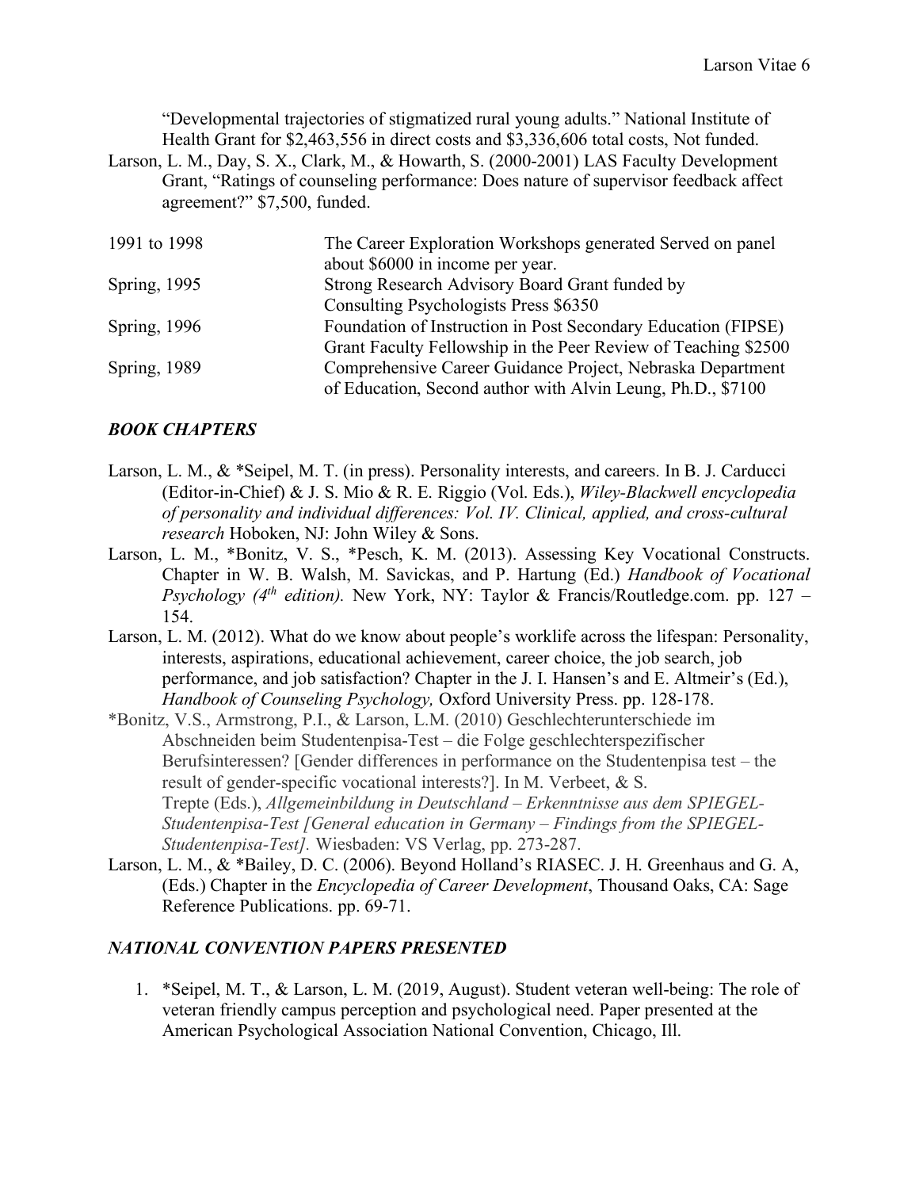"Developmental trajectories of stigmatized rural young adults." National Institute of Health Grant for $2,463,556 in direct costs and $3,336,606 total costs, Not funded.

Larson, L. M., Day, S. X., Clark, M., & Howarth, S. (2000-2001) LAS Faculty Development Grant, "Ratings of counseling performance: Does nature of supervisor feedback affect agreement?" $7,500, funded.

| | |
|---|---|
| 1991 to 1998 | The Career Exploration Workshops generated Served on panel about $6000 in income per year. |
| Spring, 1995 | Strong Research Advisory Board Grant funded by Consulting Psychologists Press $6350 |
| Spring, 1996 | Foundation of Instruction in Post Secondary Education (FIPSE) Grant Faculty Fellowship in the Peer Review of Teaching $2500 |
| Spring, 1989 | Comprehensive Career Guidance Project, Nebraska Department of Education, Second author with Alvin Leung, Ph.D., $7100 |

## *BOOK CHAPTERS*

Larson, L. M., & *Seipel, M. T. (in press). Personality interests, and careers. In B. J. Carducci (Editor-in-Chief) & J. S. Mio & R. E. Riggio (Vol. Eds.), *Wiley-Blackwell encyclopedia of personality and individual differences: Vol. IV. Clinical, applied, and cross-cultural research* Hoboken, NJ: John Wiley & Sons.

Larson, L. M., *Bonitz, V. S., *Pesch, K. M. (2013). Assessing Key Vocational Constructs. Chapter in W. B. Walsh, M. Savickas, and P. Hartung (Ed.) *Handbook of Vocational Psychology (4th edition).* New York, NY: Taylor & Francis/Routledge.com. pp. 127 – 154.

Larson, L. M. (2012). What do we know about people's worklife across the lifespan: Personality, interests, aspirations, educational achievement, career choice, the job search, job performance, and job satisfaction? Chapter in the J. I. Hansen's and E. Altmeir's (Ed.), *Handbook of Counseling Psychology,* Oxford University Press. pp. 128-178.

*Bonitz, V.S., Armstrong, P.I., & Larson, L.M. (2010) Geschlechterunterschiede im Abschneiden beim Studentenpisa-Test – die Folge geschlechterspezifischer Berufsinteressen? [Gender differences in performance on the Studentenpisa test – the result of gender-specific vocational interests?]. In M. Verbeet, & S. Trepte (Eds.), *Allgemeinbildung in Deutschland – Erkenntnisse aus dem SPIEGEL-Studentenpisa-Test [General education in Germany – Findings from the SPIEGEL-Studentenpisa-Test].* Wiesbaden: VS Verlag, pp. 273-287.

Larson, L. M., & *Bailey, D. C. (2006). Beyond Holland's RIASEC. J. H. Greenhaus and G. A, (Eds.) Chapter in the *Encyclopedia of Career Development*, Thousand Oaks, CA: Sage Reference Publications. pp. 69-71.

## *NATIONAL CONVENTION PAPERS PRESENTED*

1. *Seipel, M. T., & Larson, L. M. (2019, August). Student veteran well-being: The role of veteran friendly campus perception and psychological need. Paper presented at the American Psychological Association National Convention, Chicago, Ill.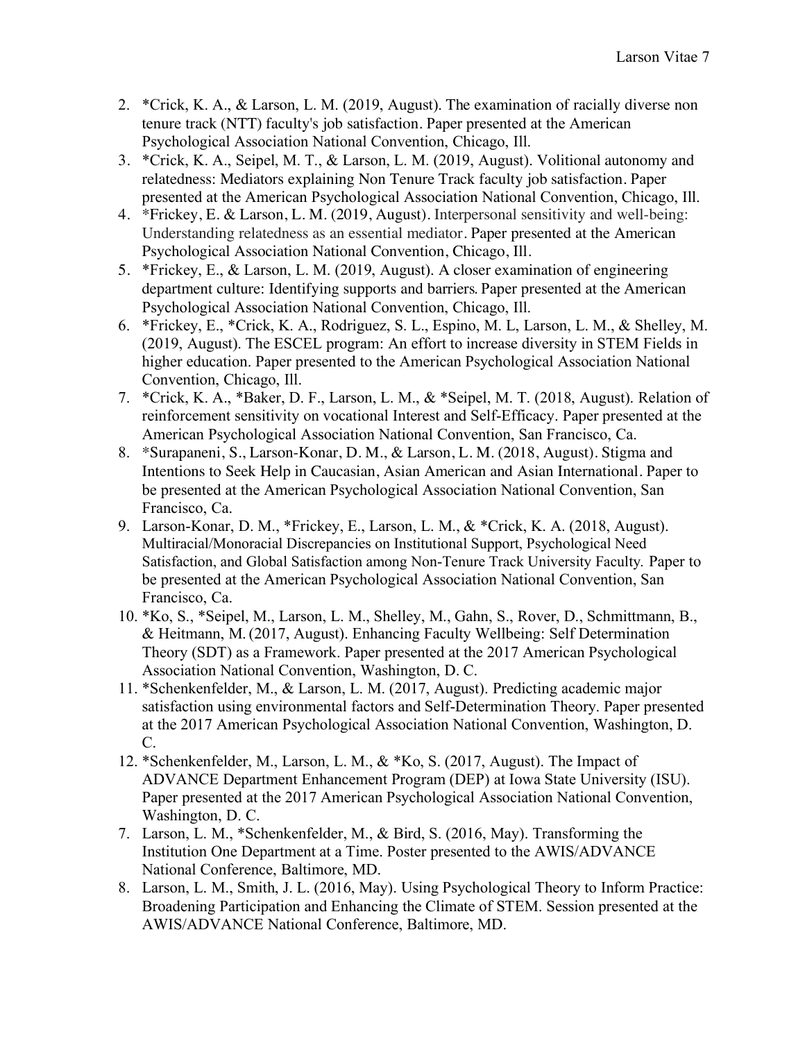2. *Crick, K. A., & Larson, L. M. (2019, August). The examination of racially diverse non tenure track (NTT) faculty's job satisfaction. Paper presented at the American Psychological Association National Convention, Chicago, Ill.
3. *Crick, K. A., Seipel, M. T., & Larson, L. M. (2019, August). Volitional autonomy and relatedness: Mediators explaining Non Tenure Track faculty job satisfaction. Paper presented at the American Psychological Association National Convention, Chicago, Ill.
4. *Frickey, E. & Larson, L. M. (2019, August). Interpersonal sensitivity and well-being: Understanding relatedness as an essential mediator. Paper presented at the American Psychological Association National Convention, Chicago, Ill.
5. *Frickey, E., & Larson, L. M. (2019, August). A closer examination of engineering department culture: Identifying supports and barriers. Paper presented at the American Psychological Association National Convention, Chicago, Ill.
6. *Frickey, E., *Crick, K. A., Rodriguez, S. L., Espino, M. L, Larson, L. M., & Shelley, M. (2019, August). The ESCEL program: An effort to increase diversity in STEM Fields in higher education. Paper presented to the American Psychological Association National Convention, Chicago, Ill.
7. *Crick, K. A., *Baker, D. F., Larson, L. M., & *Seipel, M. T. (2018, August). Relation of reinforcement sensitivity on vocational Interest and Self-Efficacy. Paper presented at the American Psychological Association National Convention, San Francisco, Ca.
8. *Surapaneni, S., Larson-Konar, D. M., & Larson, L. M. (2018, August). Stigma and Intentions to Seek Help in Caucasian, Asian American and Asian International. Paper to be presented at the American Psychological Association National Convention, San Francisco, Ca.
9. Larson-Konar, D. M., *Frickey, E., Larson, L. M., & *Crick, K. A. (2018, August). Multiracial/Monoracial Discrepancies on Institutional Support, Psychological Need Satisfaction, and Global Satisfaction among Non-Tenure Track University Faculty. Paper to be presented at the American Psychological Association National Convention, San Francisco, Ca.
10. *Ko, S., *Seipel, M., Larson, L. M., Shelley, M., Gahn, S., Rover, D., Schmittmann, B., & Heitmann, M. (2017, August). Enhancing Faculty Wellbeing: Self Determination Theory (SDT) as a Framework. Paper presented at the 2017 American Psychological Association National Convention, Washington, D. C.
11. *Schenkenfelder, M., & Larson, L. M. (2017, August). Predicting academic major satisfaction using environmental factors and Self-Determination Theory. Paper presented at the 2017 American Psychological Association National Convention, Washington, D. C.
12. *Schenkenfelder, M., Larson, L. M., & *Ko, S. (2017, August). The Impact of ADVANCE Department Enhancement Program (DEP) at Iowa State University (ISU). Paper presented at the 2017 American Psychological Association National Convention, Washington, D. C.

7. Larson, L. M., *Schenkenfelder, M., & Bird, S. (2016, May). Transforming the Institution One Department at a Time. Poster presented to the AWIS/ADVANCE National Conference, Baltimore, MD.
8. Larson, L. M., Smith, J. L. (2016, May). Using Psychological Theory to Inform Practice: Broadening Participation and Enhancing the Climate of STEM. Session presented at the AWIS/ADVANCE National Conference, Baltimore, MD.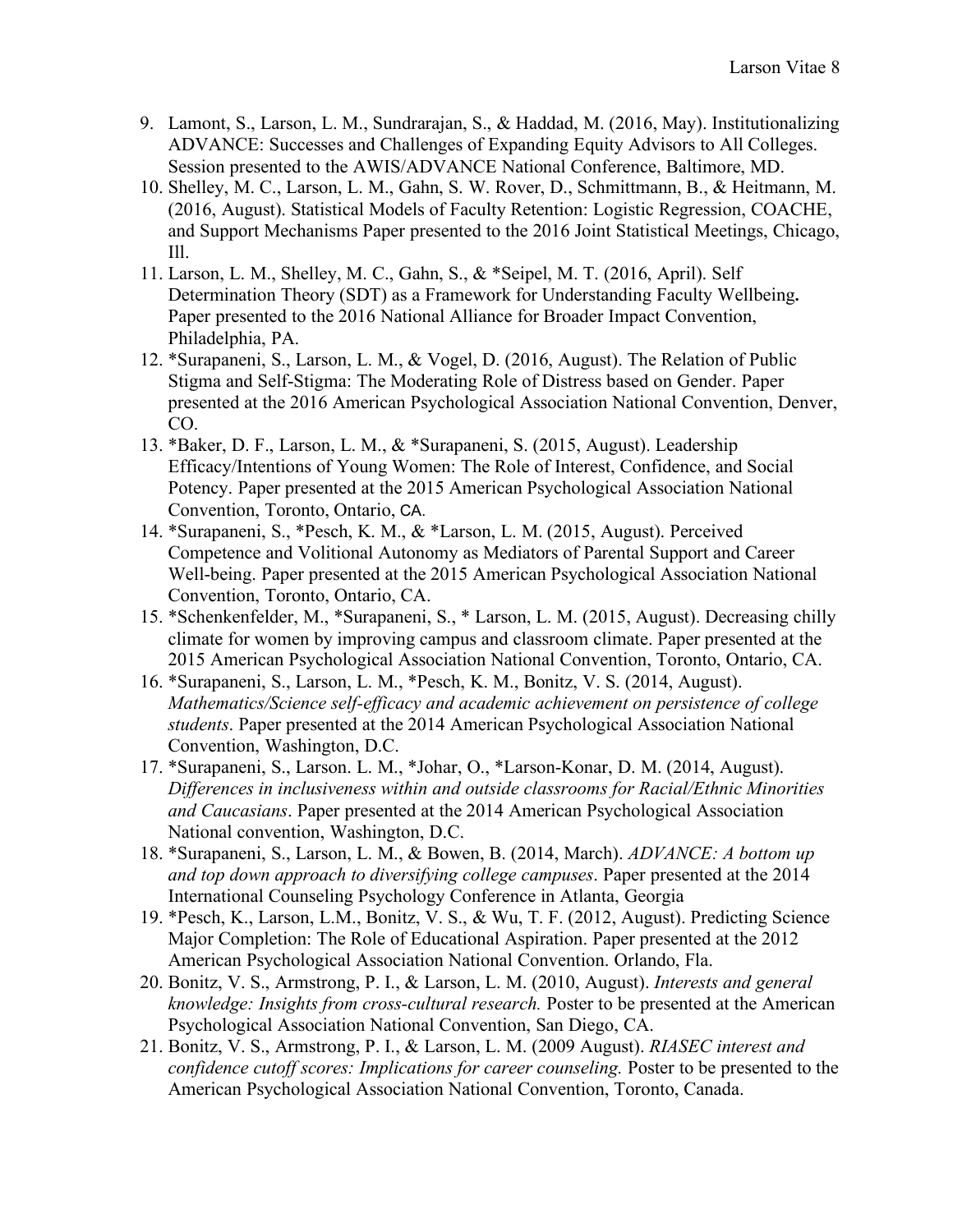9. Lamont, S., Larson, L. M., Sundrarajan, S., & Haddad, M. (2016, May). Institutionalizing ADVANCE: Successes and Challenges of Expanding Equity Advisors to All Colleges. Session presented to the AWIS/ADVANCE National Conference, Baltimore, MD.
10. Shelley, M. C., Larson, L. M., Gahn, S. W. Rover, D., Schmittmann, B., & Heitmann, M. (2016, August). Statistical Models of Faculty Retention: Logistic Regression, COACHE, and Support Mechanisms Paper presented to the 2016 Joint Statistical Meetings, Chicago, Ill.
11. Larson, L. M., Shelley, M. C., Gahn, S., & *Seipel, M. T. (2016, April). Self Determination Theory (SDT) as a Framework for Understanding Faculty Wellbeing**.** Paper presented to the 2016 National Alliance for Broader Impact Convention, Philadelphia, PA.
12. *Surapaneni, S., Larson, L. M., & Vogel, D. (2016, August). The Relation of Public Stigma and Self-Stigma: The Moderating Role of Distress based on Gender. Paper presented at the 2016 American Psychological Association National Convention, Denver, CO.
13. *Baker, D. F., Larson, L. M., & *Surapaneni, S. (2015, August). Leadership Efficacy/Intentions of Young Women: The Role of Interest, Confidence, and Social Potency. Paper presented at the 2015 American Psychological Association National Convention, Toronto, Ontario, CA.
14. *Surapaneni, S., *Pesch, K. M., & *Larson, L. M. (2015, August). Perceived Competence and Volitional Autonomy as Mediators of Parental Support and Career Well-being. Paper presented at the 2015 American Psychological Association National Convention, Toronto, Ontario, CA.
15. *Schenkenfelder, M., *Surapaneni, S., * Larson, L. M. (2015, August). Decreasing chilly climate for women by improving campus and classroom climate. Paper presented at the 2015 American Psychological Association National Convention, Toronto, Ontario, CA.
16. *Surapaneni, S., Larson, L. M., *Pesch, K. M., Bonitz, V. S. (2014, August). *Mathematics/Science self-efficacy and academic achievement on persistence of college students*. Paper presented at the 2014 American Psychological Association National Convention, Washington, D.C.
17. *Surapaneni, S., Larson. L. M., *Johar, O., *Larson-Konar, D. M. (2014, August). *Differences in inclusiveness within and outside classrooms for Racial/Ethnic Minorities and Caucasians*. Paper presented at the 2014 American Psychological Association National convention, Washington, D.C.
18. *Surapaneni, S., Larson, L. M., & Bowen, B. (2014, March). *ADVANCE: A bottom up and top down approach to diversifying college campuses*. Paper presented at the 2014 International Counseling Psychology Conference in Atlanta, Georgia
19. *Pesch, K., Larson, L.M., Bonitz, V. S., & Wu, T. F. (2012, August). Predicting Science Major Completion: The Role of Educational Aspiration. Paper presented at the 2012 American Psychological Association National Convention. Orlando, Fla.
20. Bonitz, V. S., Armstrong, P. I., & Larson, L. M. (2010, August). *Interests and general knowledge: Insights from cross-cultural research.* Poster to be presented at the American Psychological Association National Convention, San Diego, CA.
21. Bonitz, V. S., Armstrong, P. I., & Larson, L. M. (2009 August). *RIASEC interest and confidence cutoff scores: Implications for career counseling.* Poster to be presented to the American Psychological Association National Convention, Toronto, Canada.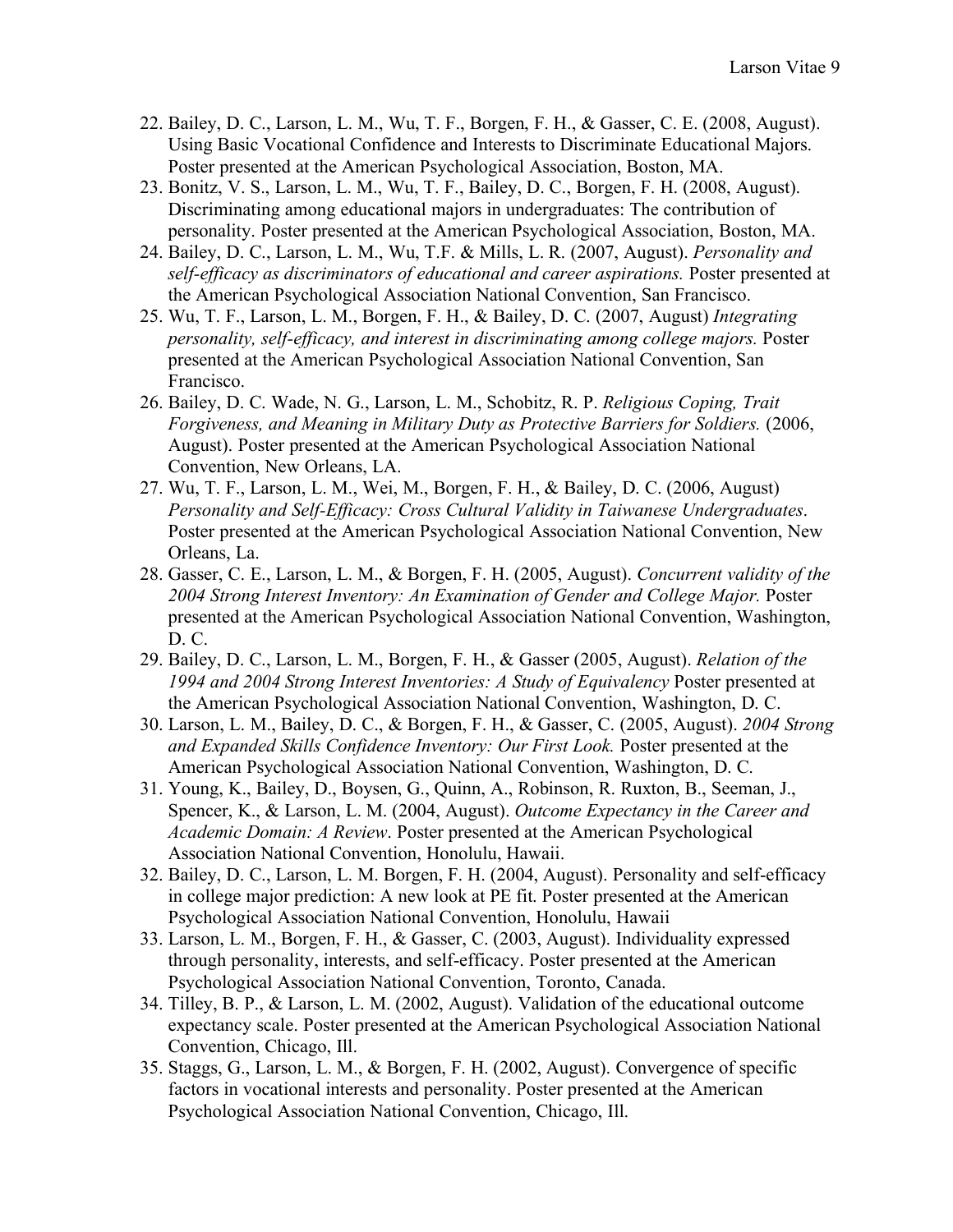22. Bailey, D. C., Larson, L. M., Wu, T. F., Borgen, F. H., & Gasser, C. E. (2008, August). Using Basic Vocational Confidence and Interests to Discriminate Educational Majors. Poster presented at the American Psychological Association, Boston, MA.
23. Bonitz, V. S., Larson, L. M., Wu, T. F., Bailey, D. C., Borgen, F. H. (2008, August). Discriminating among educational majors in undergraduates: The contribution of personality. Poster presented at the American Psychological Association, Boston, MA.
24. Bailey, D. C., Larson, L. M., Wu, T.F. & Mills, L. R. (2007, August). *Personality and self-efficacy as discriminators of educational and career aspirations.* Poster presented at the American Psychological Association National Convention, San Francisco.
25. Wu, T. F., Larson, L. M., Borgen, F. H., & Bailey, D. C. (2007, August) *Integrating personality, self-efficacy, and interest in discriminating among college majors.* Poster presented at the American Psychological Association National Convention, San Francisco.
26. Bailey, D. C. Wade, N. G., Larson, L. M., Schobitz, R. P. *Religious Coping, Trait Forgiveness, and Meaning in Military Duty as Protective Barriers for Soldiers.* (2006, August). Poster presented at the American Psychological Association National Convention, New Orleans, LA.
27. Wu, T. F., Larson, L. M., Wei, M., Borgen, F. H., & Bailey, D. C. (2006, August) *Personality and Self-Efficacy: Cross Cultural Validity in Taiwanese Undergraduates*. Poster presented at the American Psychological Association National Convention, New Orleans, La.
28. Gasser, C. E., Larson, L. M., & Borgen, F. H. (2005, August). *Concurrent validity of the 2004 Strong Interest Inventory: An Examination of Gender and College Major.* Poster presented at the American Psychological Association National Convention, Washington, D. C.
29. Bailey, D. C., Larson, L. M., Borgen, F. H., & Gasser (2005, August). *Relation of the 1994 and 2004 Strong Interest Inventories: A Study of Equivalency* Poster presented at the American Psychological Association National Convention, Washington, D. C.
30. Larson, L. M., Bailey, D. C., & Borgen, F. H., & Gasser, C. (2005, August). *2004 Strong and Expanded Skills Confidence Inventory: Our First Look.* Poster presented at the American Psychological Association National Convention, Washington, D. C.
31. Young, K., Bailey, D., Boysen, G., Quinn, A., Robinson, R. Ruxton, B., Seeman, J., Spencer, K., & Larson, L. M. (2004, August). *Outcome Expectancy in the Career and Academic Domain: A Review*. Poster presented at the American Psychological Association National Convention, Honolulu, Hawaii.
32. Bailey, D. C., Larson, L. M. Borgen, F. H. (2004, August). Personality and self-efficacy in college major prediction: A new look at PE fit. Poster presented at the American Psychological Association National Convention, Honolulu, Hawaii
33. Larson, L. M., Borgen, F. H., & Gasser, C. (2003, August). Individuality expressed through personality, interests, and self-efficacy. Poster presented at the American Psychological Association National Convention, Toronto, Canada.
34. Tilley, B. P., & Larson, L. M. (2002, August). Validation of the educational outcome expectancy scale. Poster presented at the American Psychological Association National Convention, Chicago, Ill.
35. Staggs, G., Larson, L. M., & Borgen, F. H. (2002, August). Convergence of specific factors in vocational interests and personality. Poster presented at the American Psychological Association National Convention, Chicago, Ill.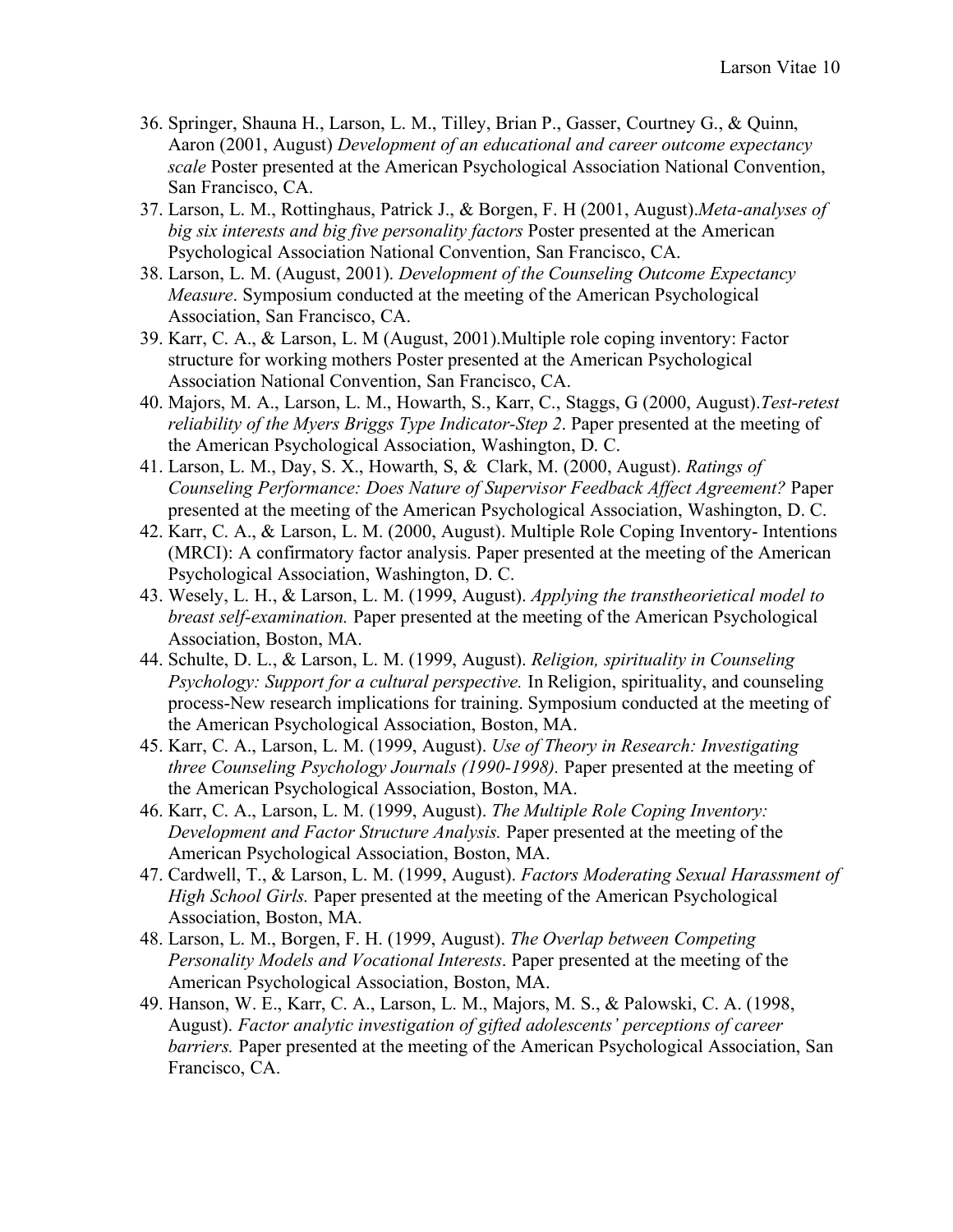36. Springer, Shauna H., Larson, L. M., Tilley, Brian P., Gasser, Courtney G., & Quinn, Aaron (2001, August) *Development of an educational and career outcome expectancy scale* Poster presented at the American Psychological Association National Convention, San Francisco, CA.
37. Larson, L. M., Rottinghaus, Patrick J., & Borgen, F. H (2001, August).*Meta-analyses of big six interests and big five personality factors* Poster presented at the American Psychological Association National Convention, San Francisco, CA.
38. Larson, L. M. (August, 2001). *Development of the Counseling Outcome Expectancy Measure*. Symposium conducted at the meeting of the American Psychological Association, San Francisco, CA.
39. Karr, C. A., & Larson, L. M (August, 2001).Multiple role coping inventory: Factor structure for working mothers Poster presented at the American Psychological Association National Convention, San Francisco, CA.
40. Majors, M. A., Larson, L. M., Howarth, S., Karr, C., Staggs, G (2000, August).*Test-retest reliability of the Myers Briggs Type Indicator-Step 2*. Paper presented at the meeting of the American Psychological Association, Washington, D. C.
41. Larson, L. M., Day, S. X., Howarth, S, & Clark, M. (2000, August). *Ratings of Counseling Performance: Does Nature of Supervisor Feedback Affect Agreement?* Paper presented at the meeting of the American Psychological Association, Washington, D. C.
42. Karr, C. A., & Larson, L. M. (2000, August). Multiple Role Coping Inventory- Intentions (MRCI): A confirmatory factor analysis. Paper presented at the meeting of the American Psychological Association, Washington, D. C.
43. Wesely, L. H., & Larson, L. M. (1999, August). *Applying the transtheorietical model to breast self-examination.* Paper presented at the meeting of the American Psychological Association, Boston, MA.
44. Schulte, D. L., & Larson, L. M. (1999, August). *Religion, spirituality in Counseling Psychology: Support for a cultural perspective.* In Religion, spirituality, and counseling process-New research implications for training. Symposium conducted at the meeting of the American Psychological Association, Boston, MA.
45. Karr, C. A., Larson, L. M. (1999, August). *Use of Theory in Research: Investigating three Counseling Psychology Journals (1990-1998).* Paper presented at the meeting of the American Psychological Association, Boston, MA.
46. Karr, C. A., Larson, L. M. (1999, August). *The Multiple Role Coping Inventory: Development and Factor Structure Analysis.* Paper presented at the meeting of the American Psychological Association, Boston, MA.
47. Cardwell, T., & Larson, L. M. (1999, August). *Factors Moderating Sexual Harassment of High School Girls.* Paper presented at the meeting of the American Psychological Association, Boston, MA.
48. Larson, L. M., Borgen, F. H. (1999, August). *The Overlap between Competing Personality Models and Vocational Interests*. Paper presented at the meeting of the American Psychological Association, Boston, MA.
49. Hanson, W. E., Karr, C. A., Larson, L. M., Majors, M. S., & Palowski, C. A. (1998, August). *Factor analytic investigation of gifted adolescents' perceptions of career barriers.* Paper presented at the meeting of the American Psychological Association, San Francisco, CA.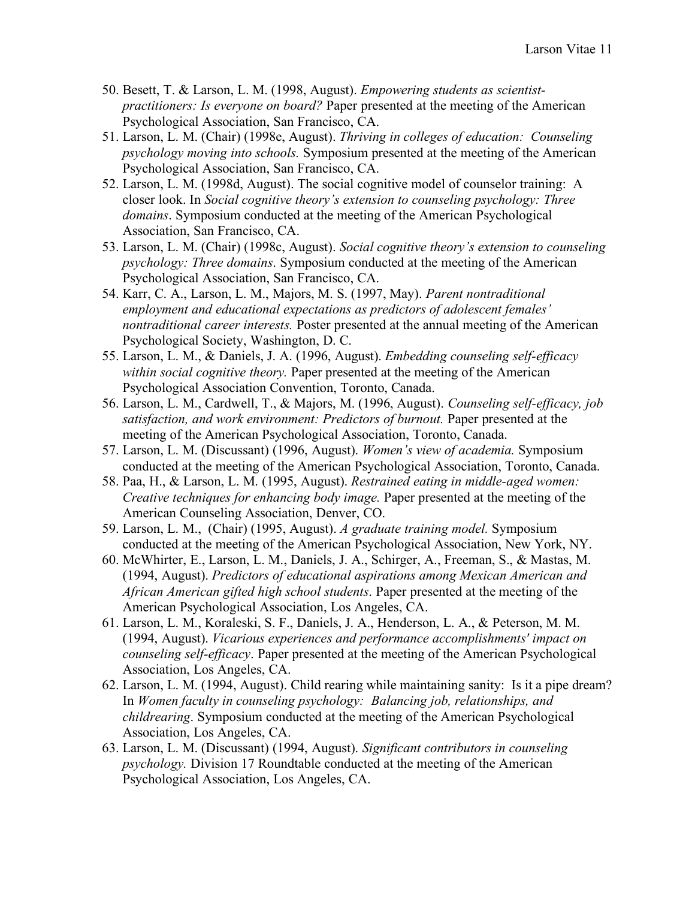50. Besett, T. & Larson, L. M. (1998, August). *Empowering students as scientist-practitioners: Is everyone on board?* Paper presented at the meeting of the American Psychological Association, San Francisco, CA.
51. Larson, L. M. (Chair) (1998e, August). *Thriving in colleges of education: Counseling psychology moving into schools.* Symposium presented at the meeting of the American Psychological Association, San Francisco, CA.
52. Larson, L. M. (1998d, August). The social cognitive model of counselor training: A closer look. In *Social cognitive theory's extension to counseling psychology: Three domains*. Symposium conducted at the meeting of the American Psychological Association, San Francisco, CA.
53. Larson, L. M. (Chair) (1998c, August). *Social cognitive theory's extension to counseling psychology: Three domains*. Symposium conducted at the meeting of the American Psychological Association, San Francisco, CA.
54. Karr, C. A., Larson, L. M., Majors, M. S. (1997, May). *Parent nontraditional employment and educational expectations as predictors of adolescent females' nontraditional career interests.* Poster presented at the annual meeting of the American Psychological Society, Washington, D. C.
55. Larson, L. M., & Daniels, J. A. (1996, August). *Embedding counseling self-efficacy within social cognitive theory.* Paper presented at the meeting of the American Psychological Association Convention, Toronto, Canada.
56. Larson, L. M., Cardwell, T., & Majors, M. (1996, August). *Counseling self-efficacy, job satisfaction, and work environment: Predictors of burnout.* Paper presented at the meeting of the American Psychological Association, Toronto, Canada.
57. Larson, L. M. (Discussant) (1996, August). *Women's view of academia.* Symposium conducted at the meeting of the American Psychological Association, Toronto, Canada.
58. Paa, H., & Larson, L. M. (1995, August). *Restrained eating in middle-aged women: Creative techniques for enhancing body image.* Paper presented at the meeting of the American Counseling Association, Denver, CO.
59. Larson, L. M., (Chair) (1995, August). *A graduate training model.* Symposium conducted at the meeting of the American Psychological Association, New York, NY.
60. McWhirter, E., Larson, L. M., Daniels, J. A., Schirger, A., Freeman, S., & Mastas, M. (1994, August). *Predictors of educational aspirations among Mexican American and African American gifted high school students*. Paper presented at the meeting of the American Psychological Association, Los Angeles, CA.
61. Larson, L. M., Koraleski, S. F., Daniels, J. A., Henderson, L. A., & Peterson, M. M. (1994, August). *Vicarious experiences and performance accomplishments' impact on counseling self-efficacy*. Paper presented at the meeting of the American Psychological Association, Los Angeles, CA.
62. Larson, L. M. (1994, August). Child rearing while maintaining sanity: Is it a pipe dream? In *Women faculty in counseling psychology: Balancing job, relationships, and childrearing*. Symposium conducted at the meeting of the American Psychological Association, Los Angeles, CA.
63. Larson, L. M. (Discussant) (1994, August). *Significant contributors in counseling psychology.* Division 17 Roundtable conducted at the meeting of the American Psychological Association, Los Angeles, CA.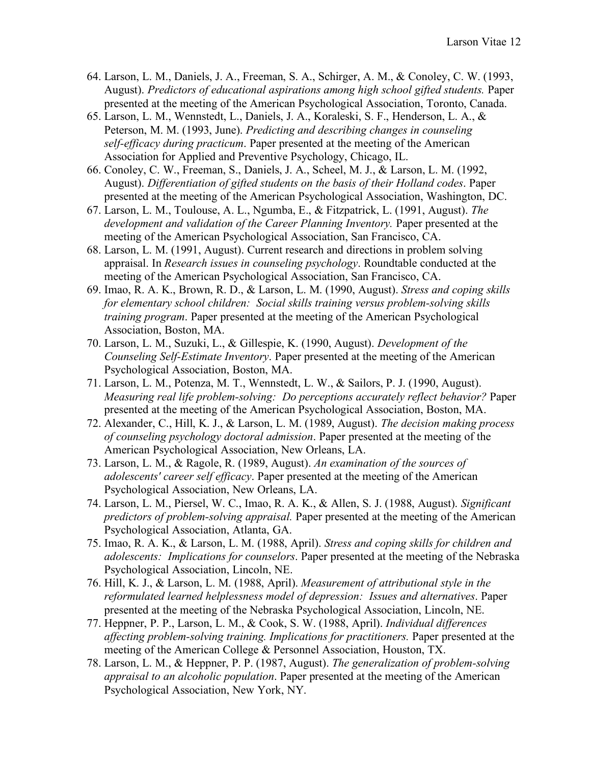64. Larson, L. M., Daniels, J. A., Freeman, S. A., Schirger, A. M., & Conoley, C. W. (1993, August). *Predictors of educational aspirations among high school gifted students.* Paper presented at the meeting of the American Psychological Association, Toronto, Canada.
65. Larson, L. M., Wennstedt, L., Daniels, J. A., Koraleski, S. F., Henderson, L. A., & Peterson, M. M. (1993, June). *Predicting and describing changes in counseling self-efficacy during practicum*. Paper presented at the meeting of the American Association for Applied and Preventive Psychology, Chicago, IL.
66. Conoley, C. W., Freeman, S., Daniels, J. A., Scheel, M. J., & Larson, L. M. (1992, August). *Differentiation of gifted students on the basis of their Holland codes*. Paper presented at the meeting of the American Psychological Association, Washington, DC.
67. Larson, L. M., Toulouse, A. L., Ngumba, E., & Fitzpatrick, L. (1991, August). *The development and validation of the Career Planning Inventory.* Paper presented at the meeting of the American Psychological Association, San Francisco, CA.
68. Larson, L. M. (1991, August). Current research and directions in problem solving appraisal. In *Research issues in counseling psychology*. Roundtable conducted at the meeting of the American Psychological Association, San Francisco, CA.
69. Imao, R. A. K., Brown, R. D., & Larson, L. M. (1990, August). *Stress and coping skills for elementary school children: Social skills training versus problem-solving skills training program*. Paper presented at the meeting of the American Psychological Association, Boston, MA.
70. Larson, L. M., Suzuki, L., & Gillespie, K. (1990, August). *Development of the Counseling Self-Estimate Inventory*. Paper presented at the meeting of the American Psychological Association, Boston, MA.
71. Larson, L. M., Potenza, M. T., Wennstedt, L. W., & Sailors, P. J. (1990, August). *Measuring real life problem-solving: Do perceptions accurately reflect behavior?* Paper presented at the meeting of the American Psychological Association, Boston, MA.
72. Alexander, C., Hill, K. J., & Larson, L. M. (1989, August). *The decision making process of counseling psychology doctoral admission*. Paper presented at the meeting of the American Psychological Association, New Orleans, LA.
73. Larson, L. M., & Ragole, R. (1989, August). *An examination of the sources of adolescents' career self efficacy*. Paper presented at the meeting of the American Psychological Association, New Orleans, LA.
74. Larson, L. M., Piersel, W. C., Imao, R. A. K., & Allen, S. J. (1988, August). *Significant predictors of problem-solving appraisal.* Paper presented at the meeting of the American Psychological Association, Atlanta, GA.
75. Imao, R. A. K., & Larson, L. M. (1988, April). *Stress and coping skills for children and adolescents: Implications for counselors*. Paper presented at the meeting of the Nebraska Psychological Association, Lincoln, NE.
76. Hill, K. J., & Larson, L. M. (1988, April). *Measurement of attributional style in the reformulated learned helplessness model of depression: Issues and alternatives*. Paper presented at the meeting of the Nebraska Psychological Association, Lincoln, NE.
77. Heppner, P. P., Larson, L. M., & Cook, S. W. (1988, April). *Individual differences affecting problem-solving training. Implications for practitioners.* Paper presented at the meeting of the American College & Personnel Association, Houston, TX.
78. Larson, L. M., & Heppner, P. P. (1987, August). *The generalization of problem-solving appraisal to an alcoholic population*. Paper presented at the meeting of the American Psychological Association, New York, NY.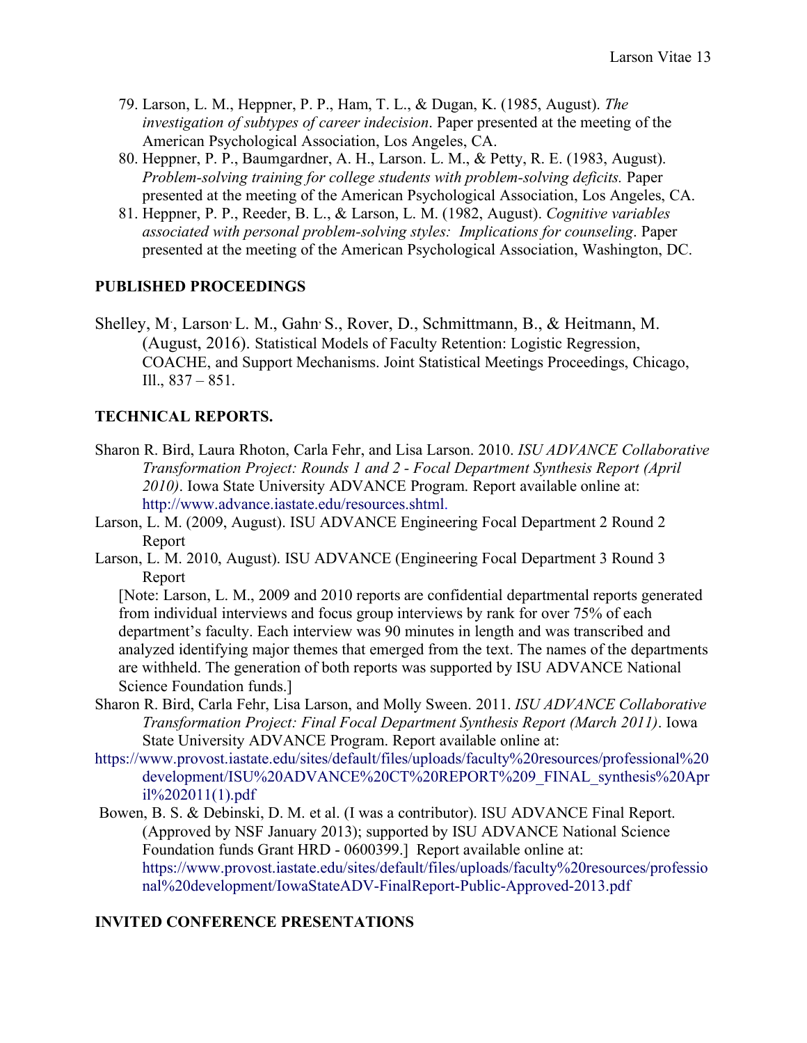79. Larson, L. M., Heppner, P. P., Ham, T. L., & Dugan, K. (1985, August). *The investigation of subtypes of career indecision*. Paper presented at the meeting of the American Psychological Association, Los Angeles, CA.
80. Heppner, P. P., Baumgardner, A. H., Larson. L. M., & Petty, R. E. (1983, August). *Problem-solving training for college students with problem-solving deficits.* Paper presented at the meeting of the American Psychological Association, Los Angeles, CA.
81. Heppner, P. P., Reeder, B. L., & Larson, L. M. (1982, August). *Cognitive variables associated with personal problem-solving styles: Implications for counseling*. Paper presented at the meeting of the American Psychological Association, Washington, DC.

**PUBLISHED PROCEEDINGS**

Shelley, M., Larson, L. M., Gahn, S., Rover, D., Schmittmann, B., & Heitmann, M. (August, 2016). Statistical Models of Faculty Retention: Logistic Regression, COACHE, and Support Mechanisms. Joint Statistical Meetings Proceedings, Chicago, Ill., 837 – 851.

**TECHNICAL REPORTS.**

Sharon R. Bird, Laura Rhoton, Carla Fehr, and Lisa Larson. 2010. *ISU ADVANCE Collaborative Transformation Project: Rounds 1 and 2 - Focal Department Synthesis Report (April 2010)*. Iowa State University ADVANCE Program. Report available online at: http://www.advance.iastate.edu/resources.shtml.

Larson, L. M. (2009, August). ISU ADVANCE Engineering Focal Department 2 Round 2 Report

Larson, L. M. 2010, August). ISU ADVANCE (Engineering Focal Department 3 Round 3 Report

[Note: Larson, L. M., 2009 and 2010 reports are confidential departmental reports generated from individual interviews and focus group interviews by rank for over 75% of each department's faculty. Each interview was 90 minutes in length and was transcribed and analyzed identifying major themes that emerged from the text. The names of the departments are withheld. The generation of both reports was supported by ISU ADVANCE National Science Foundation funds.]

Sharon R. Bird, Carla Fehr, Lisa Larson, and Molly Sween. 2011. *ISU ADVANCE Collaborative Transformation Project: Final Focal Department Synthesis Report (March 2011)*. Iowa State University ADVANCE Program. Report available online at: https://www.provost.iastate.edu/sites/default/files/uploads/faculty%20resources/professional%20development/ISU%20ADVANCE%20CT%20REPORT%209_FINAL_synthesis%20April%202011(1).pdf

Bowen, B. S. & Debinski, D. M. et al. (I was a contributor). ISU ADVANCE Final Report. (Approved by NSF January 2013); supported by ISU ADVANCE National Science Foundation funds Grant HRD - 0600399.] Report available online at: https://www.provost.iastate.edu/sites/default/files/uploads/faculty%20resources/professional%20development/IowaStateADV-FinalReport-Public-Approved-2013.pdf

**INVITED CONFERENCE PRESENTATIONS**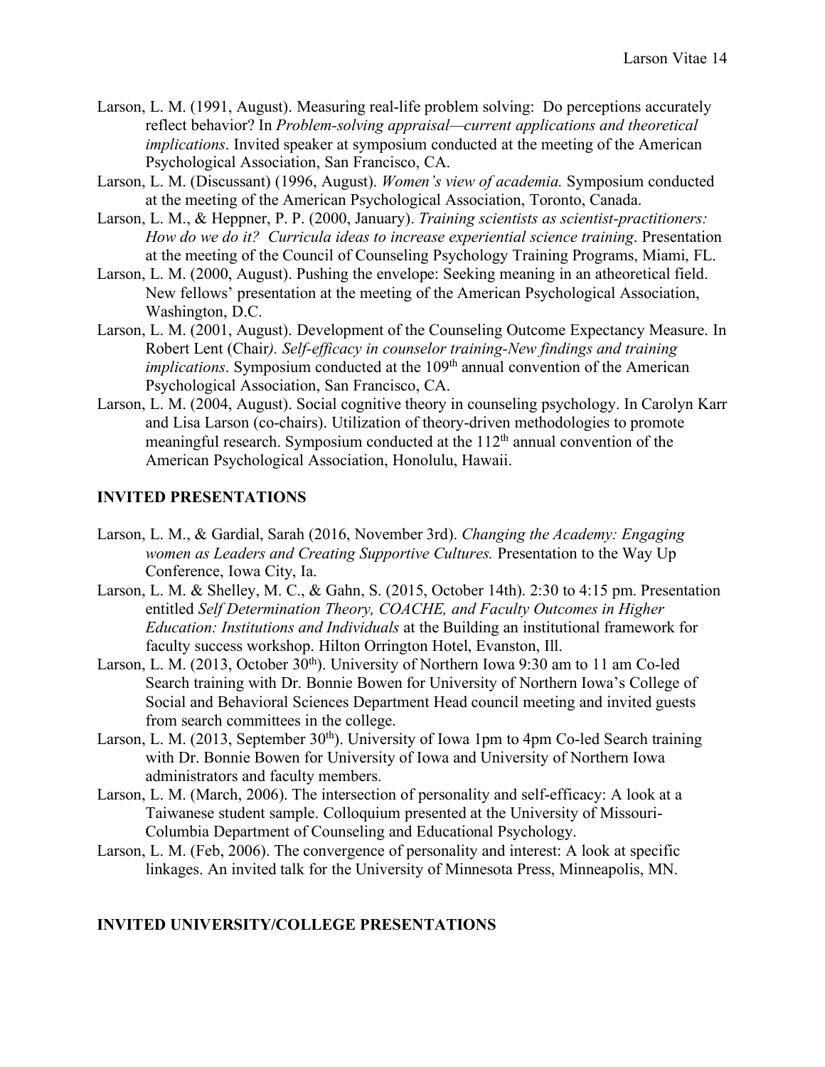Larson, L. M. (1991, August). Measuring real-life problem solving: Do perceptions accurately reflect behavior? In *Problem-solving appraisal—current applications and theoretical implications*. Invited speaker at symposium conducted at the meeting of the American Psychological Association, San Francisco, CA.

Larson, L. M. (Discussant) (1996, August). *Women's view of academia.* Symposium conducted at the meeting of the American Psychological Association, Toronto, Canada.

Larson, L. M., & Heppner, P. P. (2000, January). *Training scientists as scientist-practitioners: How do we do it? Curricula ideas to increase experiential science training*. Presentation at the meeting of the Council of Counseling Psychology Training Programs, Miami, FL.

Larson, L. M. (2000, August). Pushing the envelope: Seeking meaning in an atheoretical field. New fellows' presentation at the meeting of the American Psychological Association, Washington, D.C.

Larson, L. M. (2001, August). Development of the Counseling Outcome Expectancy Measure. In Robert Lent (Chair*). Self-efficacy in counselor training-New findings and training implications*. Symposium conducted at the 109th annual convention of the American Psychological Association, San Francisco, CA.

Larson, L. M. (2004, August). Social cognitive theory in counseling psychology. In Carolyn Karr and Lisa Larson (co-chairs). Utilization of theory-driven methodologies to promote meaningful research. Symposium conducted at the 112th annual convention of the American Psychological Association, Honolulu, Hawaii.

## INVITED PRESENTATIONS

Larson, L. M., & Gardial, Sarah (2016, November 3rd). *Changing the Academy: Engaging women as Leaders and Creating Supportive Cultures.* Presentation to the Way Up Conference, Iowa City, Ia.

Larson, L. M. & Shelley, M. C., & Gahn, S. (2015, October 14th). 2:30 to 4:15 pm. Presentation entitled *Self Determination Theory, COACHE, and Faculty Outcomes in Higher Education: Institutions and Individuals* at the Building an institutional framework for faculty success workshop. Hilton Orrington Hotel, Evanston, Ill.

Larson, L. M. (2013, October 30th). University of Northern Iowa 9:30 am to 11 am Co-led Search training with Dr. Bonnie Bowen for University of Northern Iowa's College of Social and Behavioral Sciences Department Head council meeting and invited guests from search committees in the college.

Larson, L. M. (2013, September 30th). University of Iowa 1pm to 4pm Co-led Search training with Dr. Bonnie Bowen for University of Iowa and University of Northern Iowa administrators and faculty members.

Larson, L. M. (March, 2006). The intersection of personality and self-efficacy: A look at a Taiwanese student sample. Colloquium presented at the University of Missouri-Columbia Department of Counseling and Educational Psychology.

Larson, L. M. (Feb, 2006). The convergence of personality and interest: A look at specific linkages. An invited talk for the University of Minnesota Press, Minneapolis, MN.

## INVITED UNIVERSITY/COLLEGE PRESENTATIONS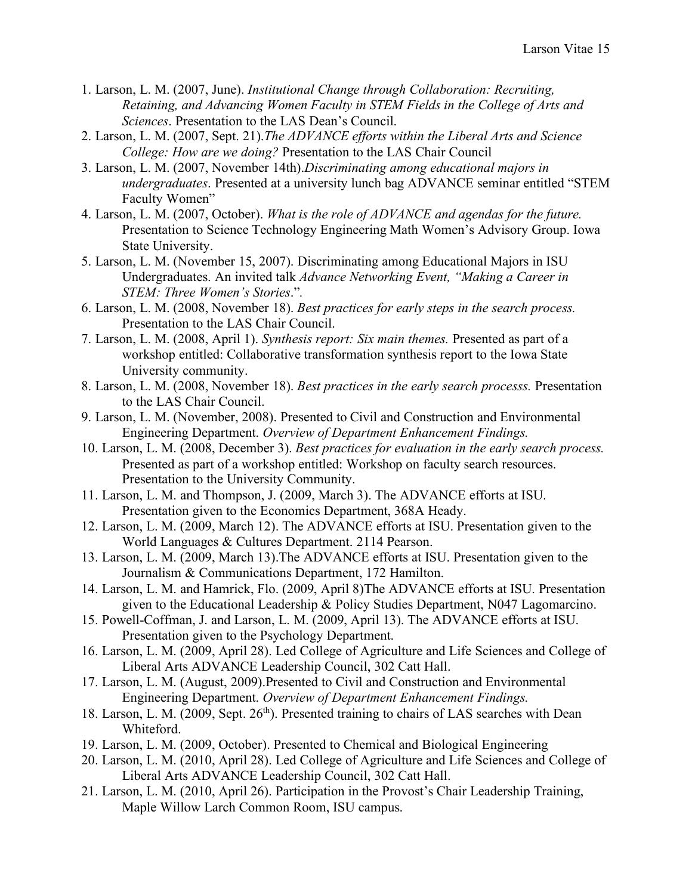1. Larson, L. M. (2007, June). *Institutional Change through Collaboration: Recruiting, Retaining, and Advancing Women Faculty in STEM Fields in the College of Arts and Sciences*. Presentation to the LAS Dean's Council.
2. Larson, L. M. (2007, Sept. 21).*The ADVANCE efforts within the Liberal Arts and Science College: How are we doing?* Presentation to the LAS Chair Council
3. Larson, L. M. (2007, November 14th).*Discriminating among educational majors in undergraduates*. Presented at a university lunch bag ADVANCE seminar entitled "STEM Faculty Women"
4. Larson, L. M. (2007, October). *What is the role of ADVANCE and agendas for the future.* Presentation to Science Technology Engineering Math Women's Advisory Group. Iowa State University.
5. Larson, L. M. (November 15, 2007). Discriminating among Educational Majors in ISU Undergraduates. An invited talk *Advance Networking Event, "Making a Career in STEM: Three Women's Stories*.".
6. Larson, L. M. (2008, November 18). *Best practices for early steps in the search process.* Presentation to the LAS Chair Council.
7. Larson, L. M. (2008, April 1). *Synthesis report: Six main themes.* Presented as part of a workshop entitled: Collaborative transformation synthesis report to the Iowa State University community.
8. Larson, L. M. (2008, November 18). *Best practices in the early search processs.* Presentation to the LAS Chair Council.
9. Larson, L. M. (November, 2008). Presented to Civil and Construction and Environmental Engineering Department. *Overview of Department Enhancement Findings.*
10. Larson, L. M. (2008, December 3). *Best practices for evaluation in the early search process.* Presented as part of a workshop entitled: Workshop on faculty search resources. Presentation to the University Community.
11. Larson, L. M. and Thompson, J. (2009, March 3). The ADVANCE efforts at ISU. Presentation given to the Economics Department, 368A Heady.
12. Larson, L. M. (2009, March 12). The ADVANCE efforts at ISU. Presentation given to the World Languages & Cultures Department. 2114 Pearson.
13. Larson, L. M. (2009, March 13).The ADVANCE efforts at ISU. Presentation given to the Journalism & Communications Department, 172 Hamilton.
14. Larson, L. M. and Hamrick, Flo. (2009, April 8)The ADVANCE efforts at ISU. Presentation given to the Educational Leadership & Policy Studies Department, N047 Lagomarcino.
15. Powell-Coffman, J. and Larson, L. M. (2009, April 13). The ADVANCE efforts at ISU. Presentation given to the Psychology Department.
16. Larson, L. M. (2009, April 28). Led College of Agriculture and Life Sciences and College of Liberal Arts ADVANCE Leadership Council, 302 Catt Hall.
17. Larson, L. M. (August, 2009).Presented to Civil and Construction and Environmental Engineering Department. *Overview of Department Enhancement Findings.*
18. Larson, L. M. (2009, Sept. 26th). Presented training to chairs of LAS searches with Dean Whiteford.
19. Larson, L. M. (2009, October). Presented to Chemical and Biological Engineering
20. Larson, L. M. (2010, April 28). Led College of Agriculture and Life Sciences and College of Liberal Arts ADVANCE Leadership Council, 302 Catt Hall.
21. Larson, L. M. (2010, April 26). Participation in the Provost's Chair Leadership Training, Maple Willow Larch Common Room, ISU campus.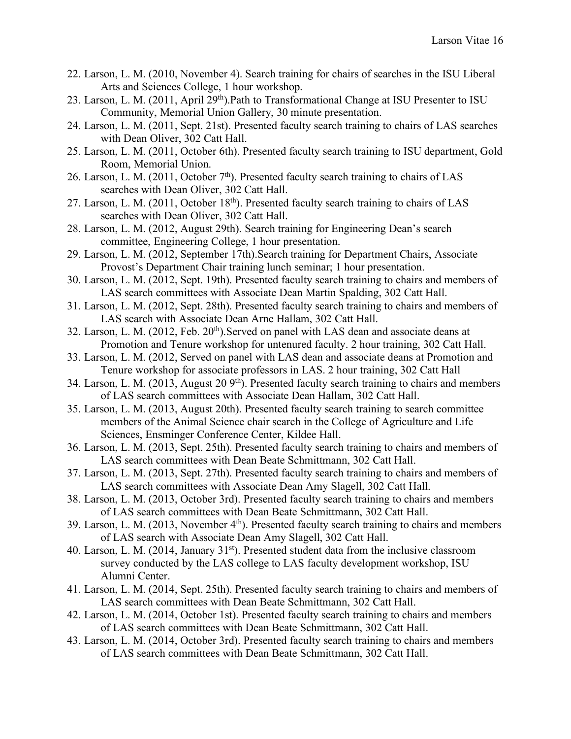22. Larson, L. M. (2010, November 4). Search training for chairs of searches in the ISU Liberal Arts and Sciences College, 1 hour workshop.
23. Larson, L. M. (2011, April 29th).Path to Transformational Change at ISU Presenter to ISU Community, Memorial Union Gallery, 30 minute presentation.
24. Larson, L. M. (2011, Sept. 21st). Presented faculty search training to chairs of LAS searches with Dean Oliver, 302 Catt Hall.
25. Larson, L. M. (2011, October 6th). Presented faculty search training to ISU department, Gold Room, Memorial Union.
26. Larson, L. M. (2011, October 7th). Presented faculty search training to chairs of LAS searches with Dean Oliver, 302 Catt Hall.
27. Larson, L. M. (2011, October 18th). Presented faculty search training to chairs of LAS searches with Dean Oliver, 302 Catt Hall.
28. Larson, L. M. (2012, August 29th). Search training for Engineering Dean's search committee, Engineering College, 1 hour presentation.
29. Larson, L. M. (2012, September 17th).Search training for Department Chairs, Associate Provost's Department Chair training lunch seminar; 1 hour presentation.
30. Larson, L. M. (2012, Sept. 19th). Presented faculty search training to chairs and members of LAS search committees with Associate Dean Martin Spalding, 302 Catt Hall.
31. Larson, L. M. (2012, Sept. 28th). Presented faculty search training to chairs and members of LAS search with Associate Dean Arne Hallam, 302 Catt Hall.
32. Larson, L. M. (2012, Feb. 20th).Served on panel with LAS dean and associate deans at Promotion and Tenure workshop for untenured faculty. 2 hour training, 302 Catt Hall.
33. Larson, L. M. (2012, Served on panel with LAS dean and associate deans at Promotion and Tenure workshop for associate professors in LAS. 2 hour training, 302 Catt Hall
34. Larson, L. M. (2013, August 20 9th). Presented faculty search training to chairs and members of LAS search committees with Associate Dean Hallam, 302 Catt Hall.
35. Larson, L. M. (2013, August 20th). Presented faculty search training to search committee members of the Animal Science chair search in the College of Agriculture and Life Sciences, Ensminger Conference Center, Kildee Hall.
36. Larson, L. M. (2013, Sept. 25th). Presented faculty search training to chairs and members of LAS search committees with Dean Beate Schmittmann, 302 Catt Hall.
37. Larson, L. M. (2013, Sept. 27th). Presented faculty search training to chairs and members of LAS search committees with Associate Dean Amy Slagell, 302 Catt Hall.
38. Larson, L. M. (2013, October 3rd). Presented faculty search training to chairs and members of LAS search committees with Dean Beate Schmittmann, 302 Catt Hall.
39. Larson, L. M. (2013, November 4th). Presented faculty search training to chairs and members of LAS search with Associate Dean Amy Slagell, 302 Catt Hall.
40. Larson, L. M. (2014, January 31st). Presented student data from the inclusive classroom survey conducted by the LAS college to LAS faculty development workshop, ISU Alumni Center.
41. Larson, L. M. (2014, Sept. 25th). Presented faculty search training to chairs and members of LAS search committees with Dean Beate Schmittmann, 302 Catt Hall.
42. Larson, L. M. (2014, October 1st). Presented faculty search training to chairs and members of LAS search committees with Dean Beate Schmittmann, 302 Catt Hall.
43. Larson, L. M. (2014, October 3rd). Presented faculty search training to chairs and members of LAS search committees with Dean Beate Schmittmann, 302 Catt Hall.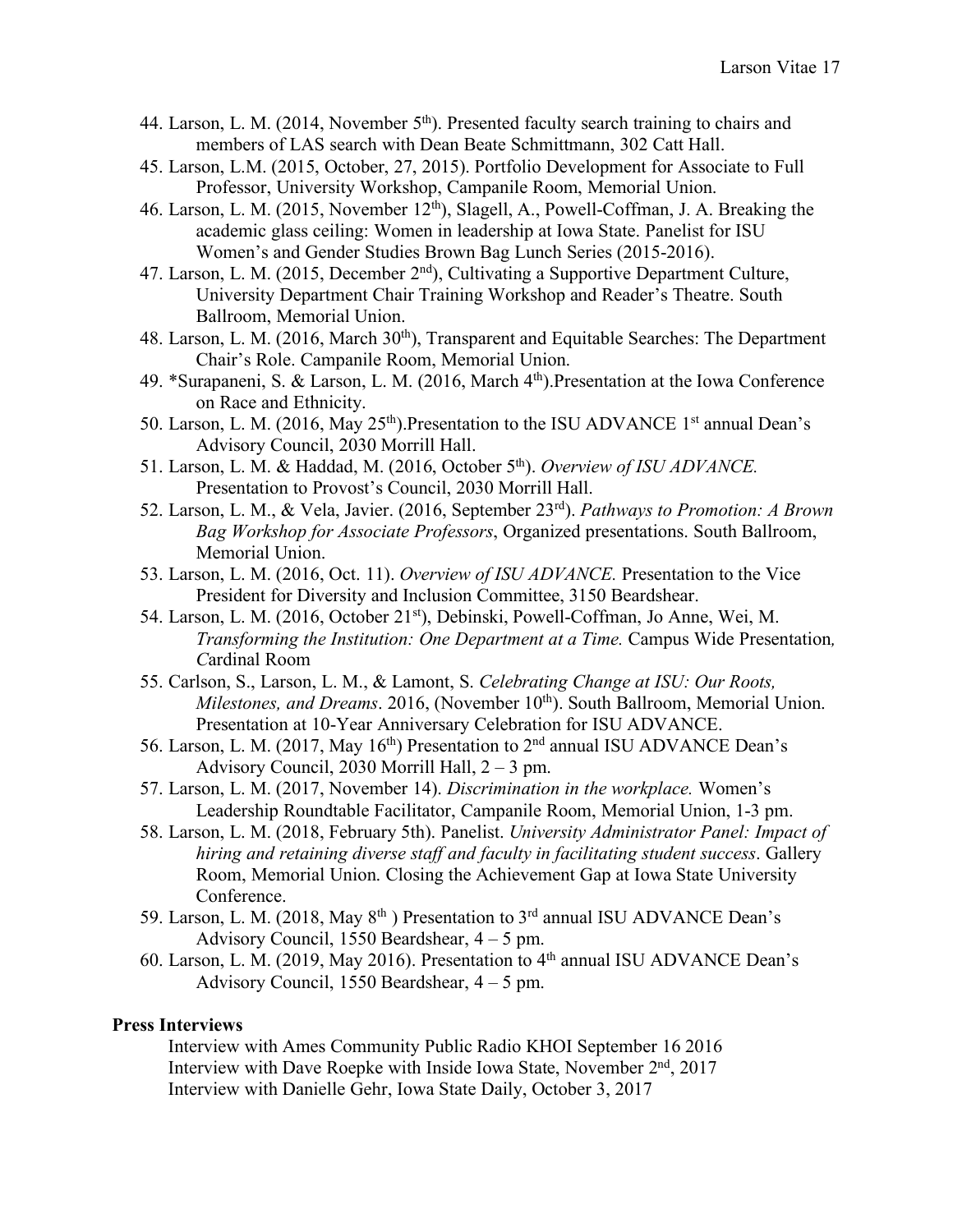44. Larson, L. M. (2014, November 5th). Presented faculty search training to chairs and members of LAS search with Dean Beate Schmittmann, 302 Catt Hall.
45. Larson, L.M. (2015, October, 27, 2015). Portfolio Development for Associate to Full Professor, University Workshop, Campanile Room, Memorial Union.
46. Larson, L. M. (2015, November 12th), Slagell, A., Powell-Coffman, J. A. Breaking the academic glass ceiling: Women in leadership at Iowa State. Panelist for ISU Women's and Gender Studies Brown Bag Lunch Series (2015-2016).
47. Larson, L. M. (2015, December 2nd), Cultivating a Supportive Department Culture, University Department Chair Training Workshop and Reader's Theatre. South Ballroom, Memorial Union.
48. Larson, L. M. (2016, March 30th), Transparent and Equitable Searches: The Department Chair's Role. Campanile Room, Memorial Union.
49. *Surapaneni, S. & Larson, L. M. (2016, March 4th).Presentation at the Iowa Conference on Race and Ethnicity.
50. Larson, L. M. (2016, May 25th).Presentation to the ISU ADVANCE 1st annual Dean's Advisory Council, 2030 Morrill Hall.
51. Larson, L. M. & Haddad, M. (2016, October 5th). *Overview of ISU ADVANCE.* Presentation to Provost's Council, 2030 Morrill Hall.
52. Larson, L. M., & Vela, Javier. (2016, September 23rd). *Pathways to Promotion: A Brown Bag Workshop for Associate Professors*, Organized presentations. South Ballroom, Memorial Union.
53. Larson, L. M. (2016, Oct. 11). *Overview of ISU ADVANCE.* Presentation to the Vice President for Diversity and Inclusion Committee, 3150 Beardshear.
54. Larson, L. M. (2016, October 21st), Debinski, Powell-Coffman, Jo Anne, Wei, M. *Transforming the Institution: One Department at a Time.* Campus Wide Presentation*, C*ardinal Room
55. Carlson, S., Larson, L. M., & Lamont, S. *Celebrating Change at ISU: Our Roots, Milestones, and Dreams*. 2016, (November 10th). South Ballroom, Memorial Union. Presentation at 10-Year Anniversary Celebration for ISU ADVANCE.
56. Larson, L. M. (2017, May 16th) Presentation to 2nd annual ISU ADVANCE Dean's Advisory Council, 2030 Morrill Hall, 2 – 3 pm.
57. Larson, L. M. (2017, November 14). *Discrimination in the workplace.* Women's Leadership Roundtable Facilitator, Campanile Room, Memorial Union, 1-3 pm.
58. Larson, L. M. (2018, February 5th). Panelist. *University Administrator Panel: Impact of hiring and retaining diverse staff and faculty in facilitating student success*. Gallery Room, Memorial Union. Closing the Achievement Gap at Iowa State University Conference.
59. Larson, L. M. (2018, May 8th ) Presentation to 3rd annual ISU ADVANCE Dean's Advisory Council, 1550 Beardshear, 4 – 5 pm.
60. Larson, L. M. (2019, May 2016). Presentation to 4th annual ISU ADVANCE Dean's Advisory Council, 1550 Beardshear, 4 – 5 pm.

**Press Interviews**

Interview with Ames Community Public Radio KHOI September 16 2016
Interview with Dave Roepke with Inside Iowa State, November 2nd, 2017
Interview with Danielle Gehr, Iowa State Daily, October 3, 2017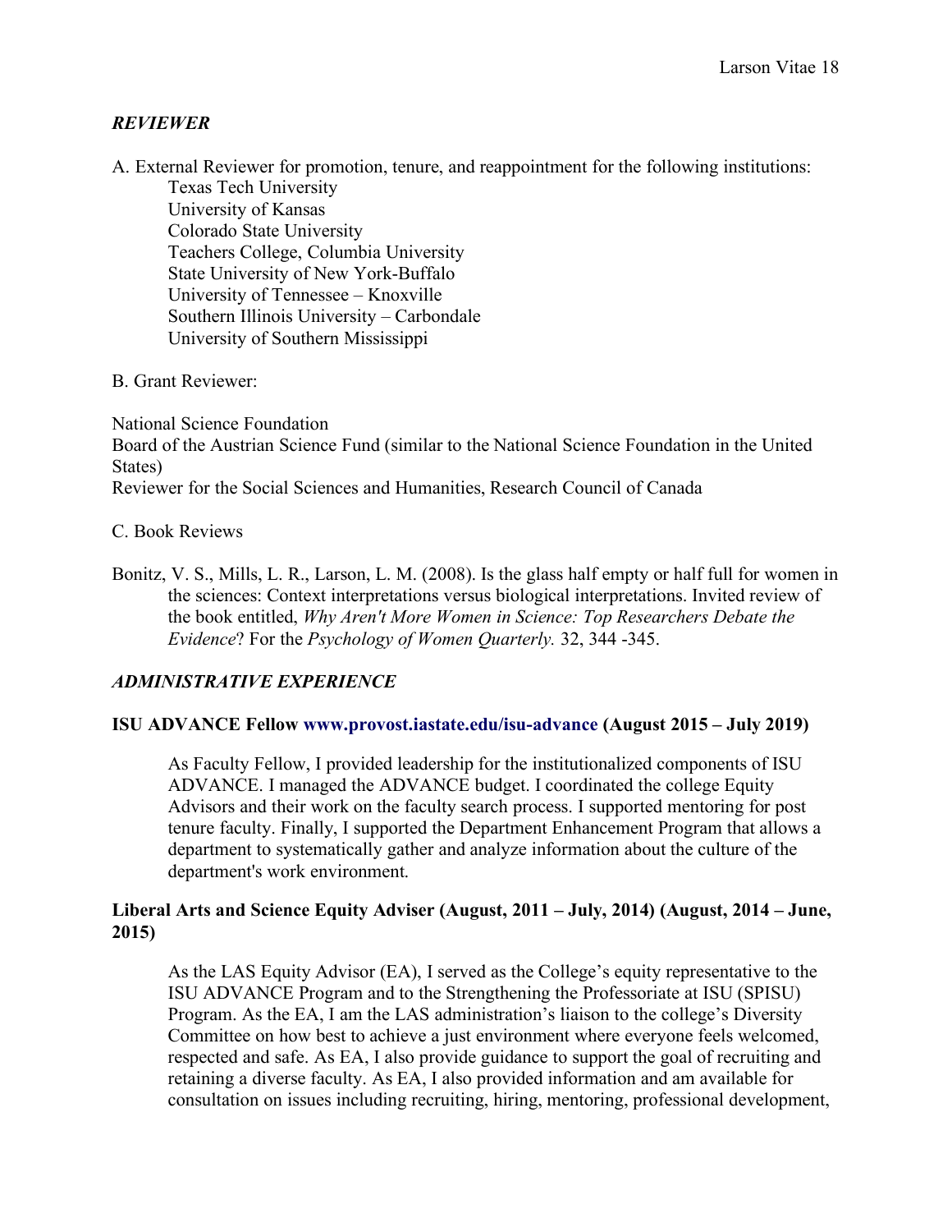### *REVIEWER*

A. External Reviewer for promotion, tenure, and reappointment for the following institutions:

Texas Tech University
University of Kansas
Colorado State University
Teachers College, Columbia University
State University of New York-Buffalo
University of Tennessee – Knoxville
Southern Illinois University – Carbondale
University of Southern Mississippi

B. Grant Reviewer:

National Science Foundation
Board of the Austrian Science Fund (similar to the National Science Foundation in the United States)
Reviewer for the Social Sciences and Humanities, Research Council of Canada

C. Book Reviews

Bonitz, V. S., Mills, L. R., Larson, L. M. (2008). Is the glass half empty or half full for women in the sciences: Context interpretations versus biological interpretations. Invited review of the book entitled, *Why Aren't More Women in Science: Top Researchers Debate the Evidence*? For the *Psychology of Women Quarterly.* 32, 344 -345.

### *ADMINISTRATIVE EXPERIENCE*

**ISU ADVANCE Fellow www.provost.iastate.edu/isu-advance (August 2015 – July 2019)**

As Faculty Fellow, I provided leadership for the institutionalized components of ISU ADVANCE. I managed the ADVANCE budget. I coordinated the college Equity Advisors and their work on the faculty search process. I supported mentoring for post tenure faculty. Finally, I supported the Department Enhancement Program that allows a department to systematically gather and analyze information about the culture of the department's work environment.

**Liberal Arts and Science Equity Adviser (August, 2011 – July, 2014) (August, 2014 – June, 2015)**

As the LAS Equity Advisor (EA), I served as the College's equity representative to the ISU ADVANCE Program and to the Strengthening the Professoriate at ISU (SPISU) Program. As the EA, I am the LAS administration's liaison to the college's Diversity Committee on how best to achieve a just environment where everyone feels welcomed, respected and safe. As EA, I also provide guidance to support the goal of recruiting and retaining a diverse faculty. As EA, I also provided information and am available for consultation on issues including recruiting, hiring, mentoring, professional development,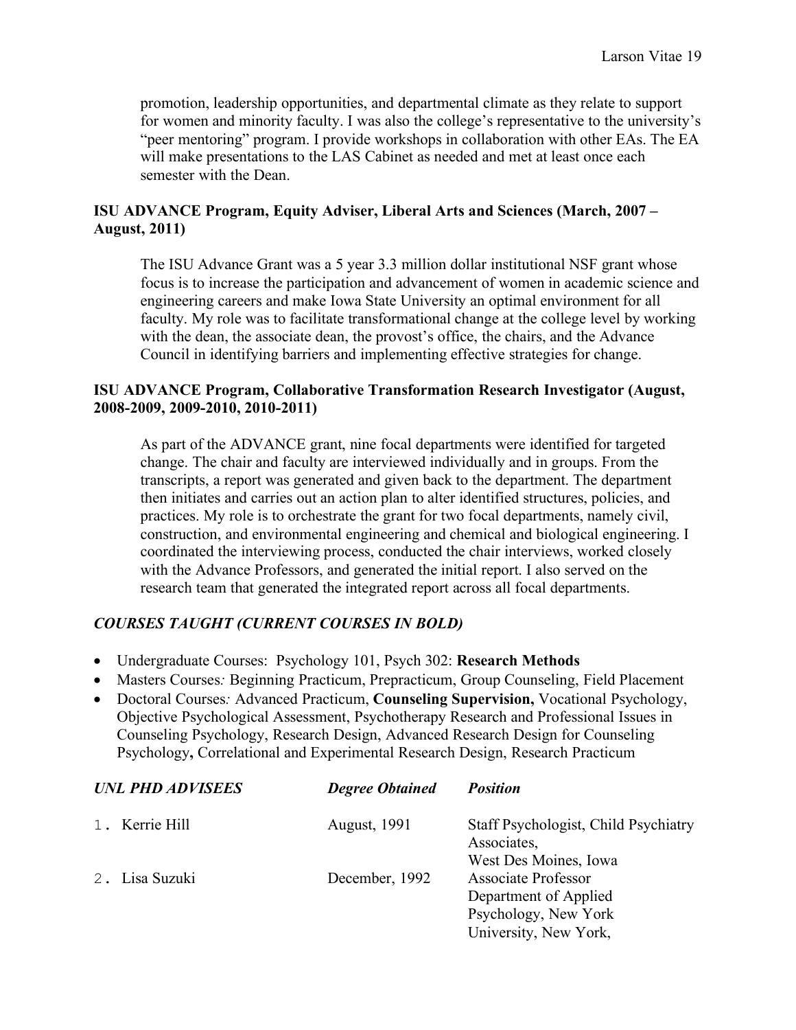promotion, leadership opportunities, and departmental climate as they relate to support for women and minority faculty. I was also the college's representative to the university's "peer mentoring" program. I provide workshops in collaboration with other EAs. The EA will make presentations to the LAS Cabinet as needed and met at least once each semester with the Dean.

**ISU ADVANCE Program, Equity Adviser, Liberal Arts and Sciences (March, 2007 – August, 2011)**

The ISU Advance Grant was a 5 year 3.3 million dollar institutional NSF grant whose focus is to increase the participation and advancement of women in academic science and engineering careers and make Iowa State University an optimal environment for all faculty. My role was to facilitate transformational change at the college level by working with the dean, the associate dean, the provost's office, the chairs, and the Advance Council in identifying barriers and implementing effective strategies for change.

**ISU ADVANCE Program, Collaborative Transformation Research Investigator (August, 2008-2009, 2009-2010, 2010-2011)**

As part of the ADVANCE grant, nine focal departments were identified for targeted change. The chair and faculty are interviewed individually and in groups. From the transcripts, a report was generated and given back to the department. The department then initiates and carries out an action plan to alter identified structures, policies, and practices. My role is to orchestrate the grant for two focal departments, namely civil, construction, and environmental engineering and chemical and biological engineering. I coordinated the interviewing process, conducted the chair interviews, worked closely with the Advance Professors, and generated the initial report. I also served on the research team that generated the integrated report across all focal departments.

***COURSES TAUGHT (CURRENT COURSES IN BOLD)***

- Undergraduate Courses: Psychology 101, Psych 302: **Research Methods**
- Masters Courses*:* Beginning Practicum, Prepracticum, Group Counseling, Field Placement
- Doctoral Courses*:* Advanced Practicum, **Counseling Supervision,** Vocational Psychology, Objective Psychological Assessment, Psychotherapy Research and Professional Issues in Counseling Psychology, Research Design, Advanced Research Design for Counseling Psychology**,** Correlational and Experimental Research Design, Research Practicum

| ***UNL PHD ADVISEES*** | ***Degree Obtained*** | ***Position*** |
|---|---|---|
| 1. Kerrie Hill | August, 1991 | Staff Psychologist, Child Psychiatry Associates, West Des Moines, Iowa |
| 2. Lisa Suzuki | December, 1992 | Associate Professor Department of Applied Psychology, New York University, New York, |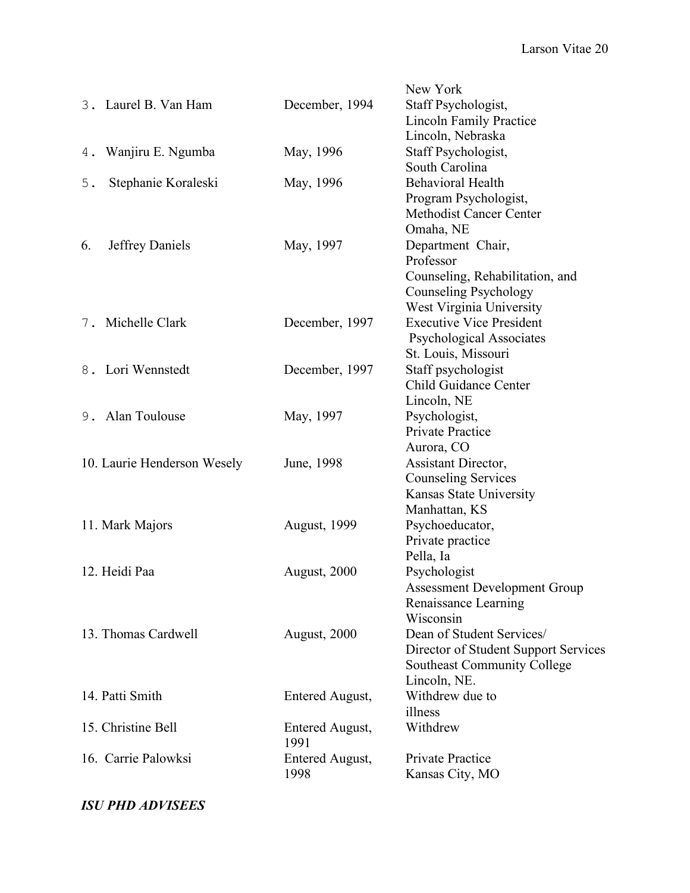| | | |
|---|---|---|
| | | New York |
| 3. Laurel B. Van Ham | December, 1994 | Staff Psychologist, Lincoln Family Practice Lincoln, Nebraska |
| 4. Wanjiru E. Ngumba | May, 1996 | Staff Psychologist, South Carolina |
| 5. Stephanie Koraleski | May, 1996 | Behavioral Health Program Psychologist, Methodist Cancer Center Omaha, NE |
| 6. Jeffrey Daniels | May, 1997 | Department Chair, Professor Counseling, Rehabilitation, and Counseling Psychology West Virginia University |
| 7. Michelle Clark | December, 1997 | Executive Vice President Psychological Associates St. Louis, Missouri |
| 8. Lori Wennstedt | December, 1997 | Staff psychologist Child Guidance Center Lincoln, NE |
| 9. Alan Toulouse | May, 1997 | Psychologist, Private Practice Aurora, CO |
| 10. Laurie Henderson Wesely | June, 1998 | Assistant Director, Counseling Services Kansas State University Manhattan, KS |
| 11. Mark Majors | August, 1999 | Psychoeducator, Private practice Pella, Ia |
| 12. Heidi Paa | August, 2000 | Psychologist Assessment Development Group Renaissance Learning Wisconsin |
| 13. Thomas Cardwell | August, 2000 | Dean of Student Services/ Director of Student Support Services Southeast Community College Lincoln, NE. |
| 14. Patti Smith | Entered August, | Withdrew due to illness |
| 15. Christine Bell | Entered August, 1991 | Withdrew |
| 16. Carrie Palowksi | Entered August, 1998 | Private Practice Kansas City, MO |

***ISU PHD ADVISEES***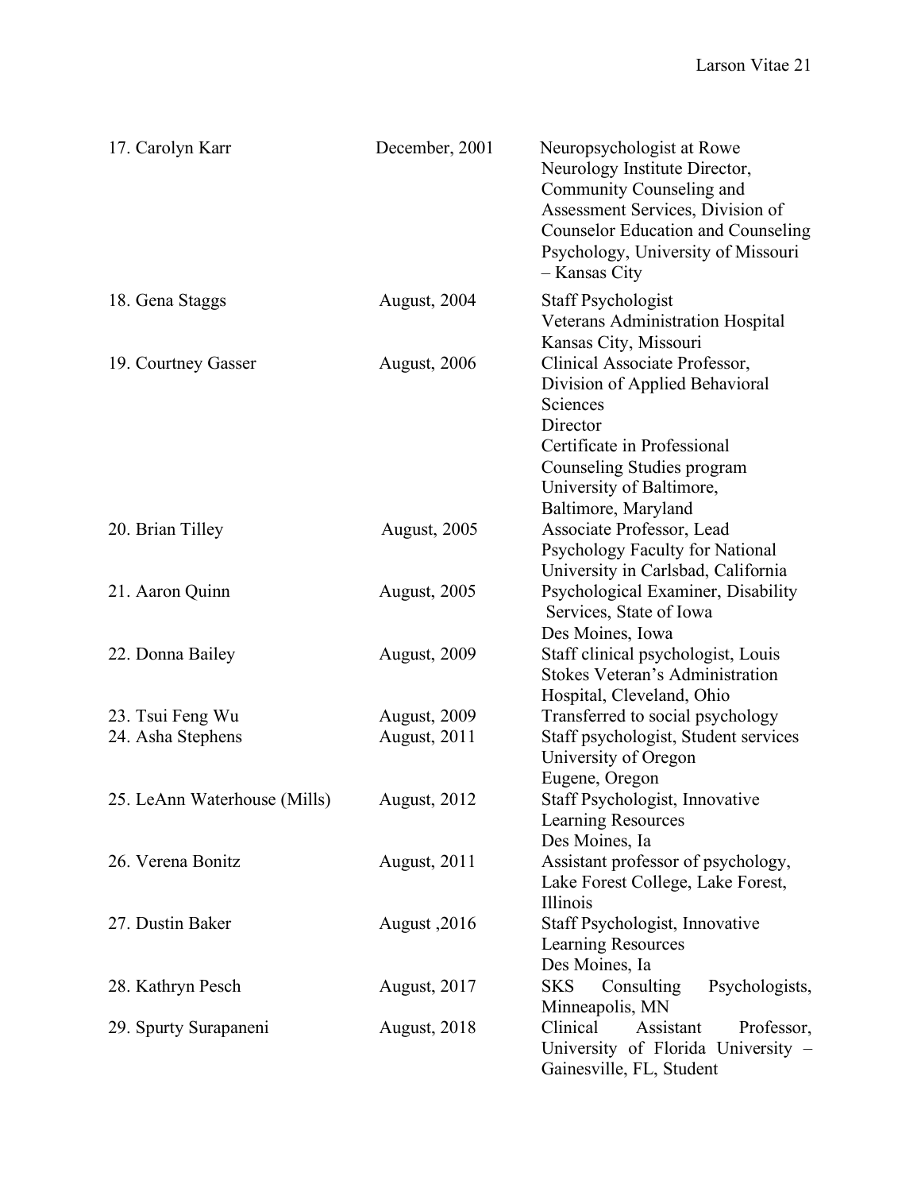| | | |
|---|---|---|
| 17. Carolyn Karr | December, 2001 | Neuropsychologist at Rowe Neurology Institute Director, Community Counseling and Assessment Services, Division of Counselor Education and Counseling Psychology, University of Missouri – Kansas City |
| 18. Gena Staggs | August, 2004 | Staff Psychologist Veterans Administration Hospital Kansas City, Missouri |
| 19. Courtney Gasser | August, 2006 | Clinical Associate Professor, Division of Applied Behavioral Sciences Director Certificate in Professional Counseling Studies program University of Baltimore, Baltimore, Maryland |
| 20. Brian Tilley | August, 2005 | Associate Professor, Lead Psychology Faculty for National University in Carlsbad, California |
| 21. Aaron Quinn | August, 2005 | Psychological Examiner, Disability Services, State of Iowa Des Moines, Iowa |
| 22. Donna Bailey | August, 2009 | Staff clinical psychologist, Louis Stokes Veteran's Administration Hospital, Cleveland, Ohio |
| 23. Tsui Feng Wu | August, 2009 | Transferred to social psychology |
| 24. Asha Stephens | August, 2011 | Staff psychologist, Student services University of Oregon Eugene, Oregon |
| 25. LeAnn Waterhouse (Mills) | August, 2012 | Staff Psychologist, Innovative Learning Resources Des Moines, Ia |
| 26. Verena Bonitz | August, 2011 | Assistant professor of psychology, Lake Forest College, Lake Forest, Illinois |
| 27. Dustin Baker | August ,2016 | Staff Psychologist, Innovative Learning Resources Des Moines, Ia |
| 28. Kathryn Pesch | August, 2017 | SKS Consulting Psychologists, Minneapolis, MN |
| 29. Spurty Surapaneni | August, 2018 | Clinical Assistant Professor, University of Florida University – Gainesville, FL, Student |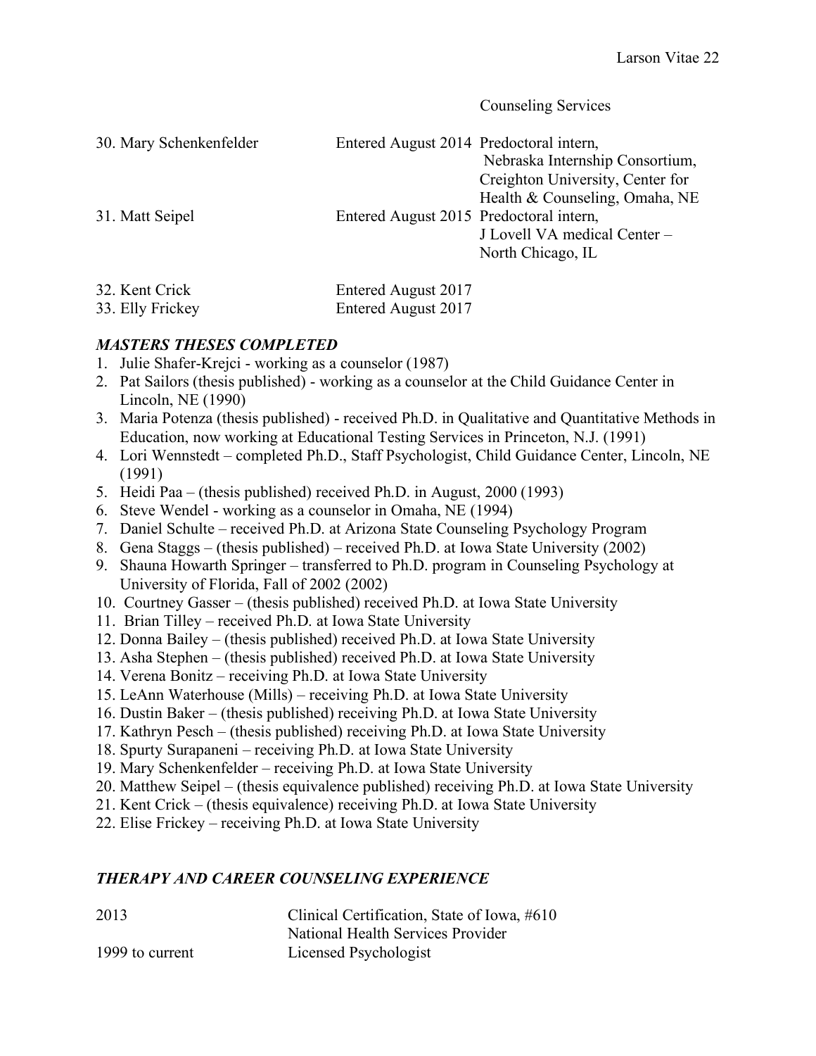Counseling Services

| | | |
|---|---|---|
| 30. Mary Schenkenfelder | Entered August 2014 | Predoctoral intern, Nebraska Internship Consortium, Creighton University, Center for Health & Counseling, Omaha, NE |
| 31. Matt Seipel | Entered August 2015 | Predoctoral intern, J Lovell VA medical Center – North Chicago, IL |
| 32. Kent Crick | Entered August 2017 | |
| 33. Elly Frickey | Entered August 2017 | |

### *MASTERS THESES COMPLETED*

1. Julie Shafer-Krejci - working as a counselor (1987)
2. Pat Sailors (thesis published) - working as a counselor at the Child Guidance Center in Lincoln, NE (1990)
3. Maria Potenza (thesis published) - received Ph.D. in Qualitative and Quantitative Methods in Education, now working at Educational Testing Services in Princeton, N.J. (1991)
4. Lori Wennstedt – completed Ph.D., Staff Psychologist, Child Guidance Center, Lincoln, NE (1991)
5. Heidi Paa – (thesis published) received Ph.D. in August, 2000 (1993)
6. Steve Wendel - working as a counselor in Omaha, NE (1994)
7. Daniel Schulte – received Ph.D. at Arizona State Counseling Psychology Program
8. Gena Staggs – (thesis published) – received Ph.D. at Iowa State University (2002)
9. Shauna Howarth Springer – transferred to Ph.D. program in Counseling Psychology at University of Florida, Fall of 2002 (2002)
10. Courtney Gasser – (thesis published) received Ph.D. at Iowa State University
11. Brian Tilley – received Ph.D. at Iowa State University
12. Donna Bailey – (thesis published) received Ph.D. at Iowa State University
13. Asha Stephen – (thesis published) received Ph.D. at Iowa State University
14. Verena Bonitz – receiving Ph.D. at Iowa State University
15. LeAnn Waterhouse (Mills) – receiving Ph.D. at Iowa State University
16. Dustin Baker – (thesis published) receiving Ph.D. at Iowa State University
17. Kathryn Pesch – (thesis published) receiving Ph.D. at Iowa State University
18. Spurty Surapaneni – receiving Ph.D. at Iowa State University
19. Mary Schenkenfelder – receiving Ph.D. at Iowa State University
20. Matthew Seipel – (thesis equivalence published) receiving Ph.D. at Iowa State University
21. Kent Crick – (thesis equivalence) receiving Ph.D. at Iowa State University
22. Elise Frickey – receiving Ph.D. at Iowa State University

### *THERAPY AND CAREER COUNSELING EXPERIENCE*

| | |
|---|---|
| 2013 | Clinical Certification, State of Iowa, #610 National Health Services Provider |
| 1999 to current | Licensed Psychologist |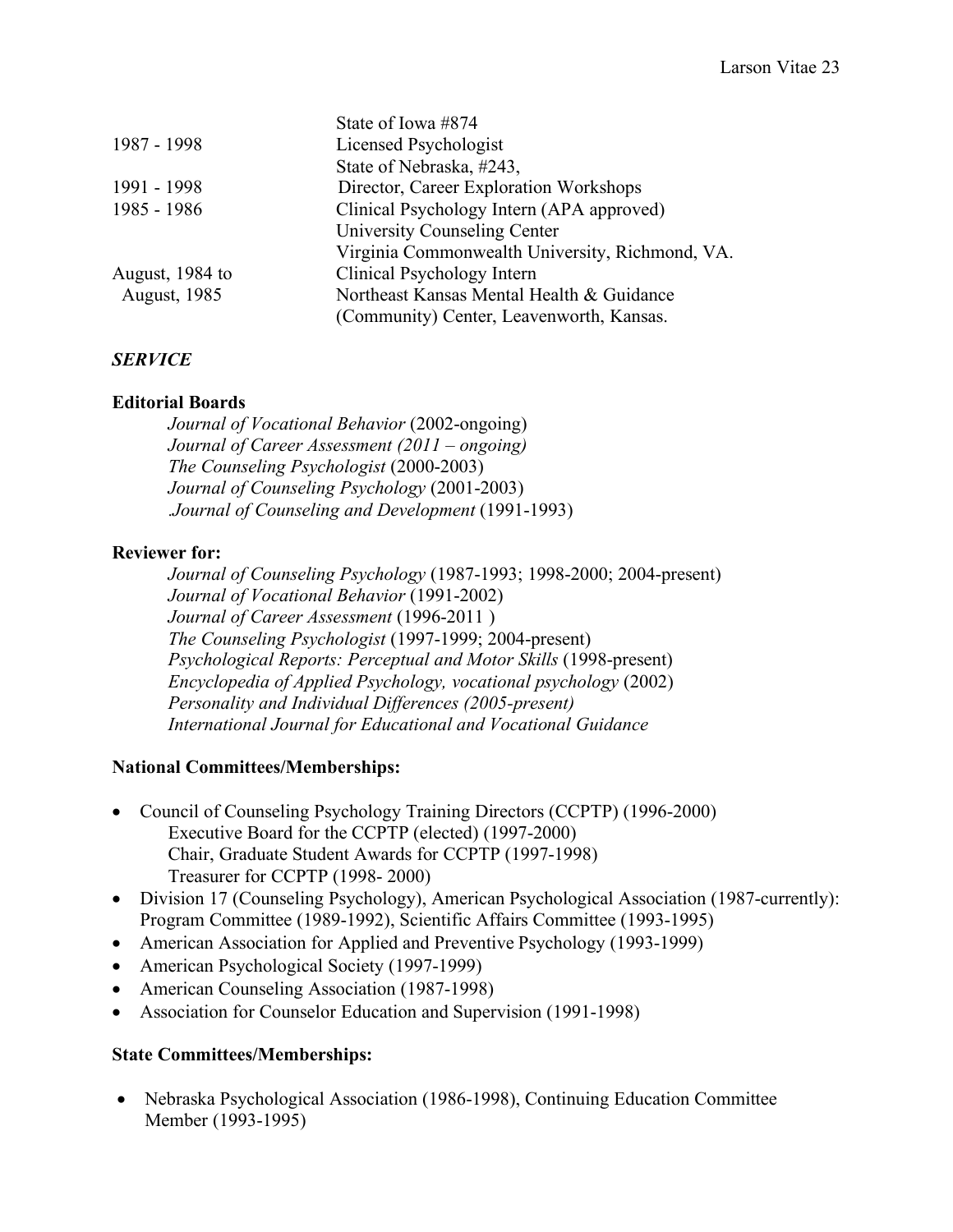| | |
|---|---|
| | State of Iowa #874 |
| 1987 - 1998 | Licensed Psychologist |
| | State of Nebraska, #243, |
| 1991 - 1998 | Director, Career Exploration Workshops |
| 1985 - 1986 | Clinical Psychology Intern (APA approved) |
| | University Counseling Center |
| | Virginia Commonwealth University, Richmond, VA. |
| August, 1984 to August, 1985 | Clinical Psychology Intern |
| | Northeast Kansas Mental Health & Guidance (Community) Center, Leavenworth, Kansas. |

### *SERVICE*

**Editorial Boards**

*Journal of Vocational Behavior* (2002-ongoing)
*Journal of Career Assessment (2011 – ongoing)*
*The Counseling Psychologist* (2000-2003)
*Journal of Counseling Psychology* (2001-2003)
.*Journal of Counseling and Development* (1991-1993)

**Reviewer for:**

*Journal of Counseling Psychology* (1987-1993; 1998-2000; 2004-present)
*Journal of Vocational Behavior* (1991-2002)
*Journal of Career Assessment* (1996-2011 )
*The Counseling Psychologist* (1997-1999; 2004-present)
*Psychological Reports: Perceptual and Motor Skills* (1998-present)
*Encyclopedia of Applied Psychology, vocational psychology* (2002)
*Personality and Individual Differences (2005-present)*
*International Journal for Educational and Vocational Guidance*

**National Committees/Memberships:**

- Council of Counseling Psychology Training Directors (CCPTP) (1996-2000)
  Executive Board for the CCPTP (elected) (1997-2000)
  Chair, Graduate Student Awards for CCPTP (1997-1998)
  Treasurer for CCPTP (1998- 2000)
- Division 17 (Counseling Psychology), American Psychological Association (1987-currently): Program Committee (1989-1992), Scientific Affairs Committee (1993-1995)
- American Association for Applied and Preventive Psychology (1993-1999)
- American Psychological Society (1997-1999)
- American Counseling Association (1987-1998)
- Association for Counselor Education and Supervision (1991-1998)

**State Committees/Memberships:**

- Nebraska Psychological Association (1986-1998), Continuing Education Committee Member (1993-1995)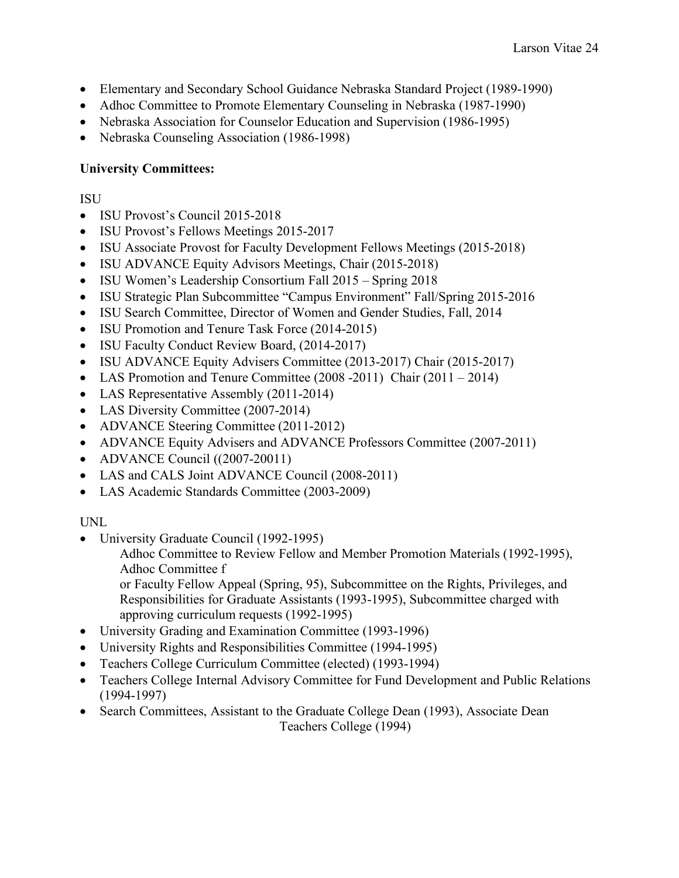- Elementary and Secondary School Guidance Nebraska Standard Project (1989-1990)
- Adhoc Committee to Promote Elementary Counseling in Nebraska (1987-1990)
- Nebraska Association for Counselor Education and Supervision (1986-1995)
- Nebraska Counseling Association (1986-1998)

**University Committees:**

ISU

- ISU Provost's Council 2015-2018
- ISU Provost's Fellows Meetings 2015-2017
- ISU Associate Provost for Faculty Development Fellows Meetings (2015-2018)
- ISU ADVANCE Equity Advisors Meetings, Chair (2015-2018)
- ISU Women's Leadership Consortium Fall 2015 – Spring 2018
- ISU Strategic Plan Subcommittee "Campus Environment" Fall/Spring 2015-2016
- ISU Search Committee, Director of Women and Gender Studies, Fall, 2014
- ISU Promotion and Tenure Task Force (2014-2015)
- ISU Faculty Conduct Review Board, (2014-2017)
- ISU ADVANCE Equity Advisers Committee (2013-2017) Chair (2015-2017)
- LAS Promotion and Tenure Committee (2008 -2011) Chair (2011 – 2014)
- LAS Representative Assembly (2011-2014)
- LAS Diversity Committee (2007-2014)
- ADVANCE Steering Committee (2011-2012)
- ADVANCE Equity Advisers and ADVANCE Professors Committee (2007-2011)
- ADVANCE Council ((2007-20011)
- LAS and CALS Joint ADVANCE Council (2008-2011)
- LAS Academic Standards Committee (2003-2009)

UNL

- University Graduate Council (1992-1995)
  Adhoc Committee to Review Fellow and Member Promotion Materials (1992-1995), Adhoc Committee f
  or Faculty Fellow Appeal (Spring, 95), Subcommittee on the Rights, Privileges, and Responsibilities for Graduate Assistants (1993-1995), Subcommittee charged with approving curriculum requests (1992-1995)
- University Grading and Examination Committee (1993-1996)
- University Rights and Responsibilities Committee (1994-1995)
- Teachers College Curriculum Committee (elected) (1993-1994)
- Teachers College Internal Advisory Committee for Fund Development and Public Relations (1994-1997)
- Search Committees, Assistant to the Graduate College Dean (1993), Associate Dean Teachers College (1994)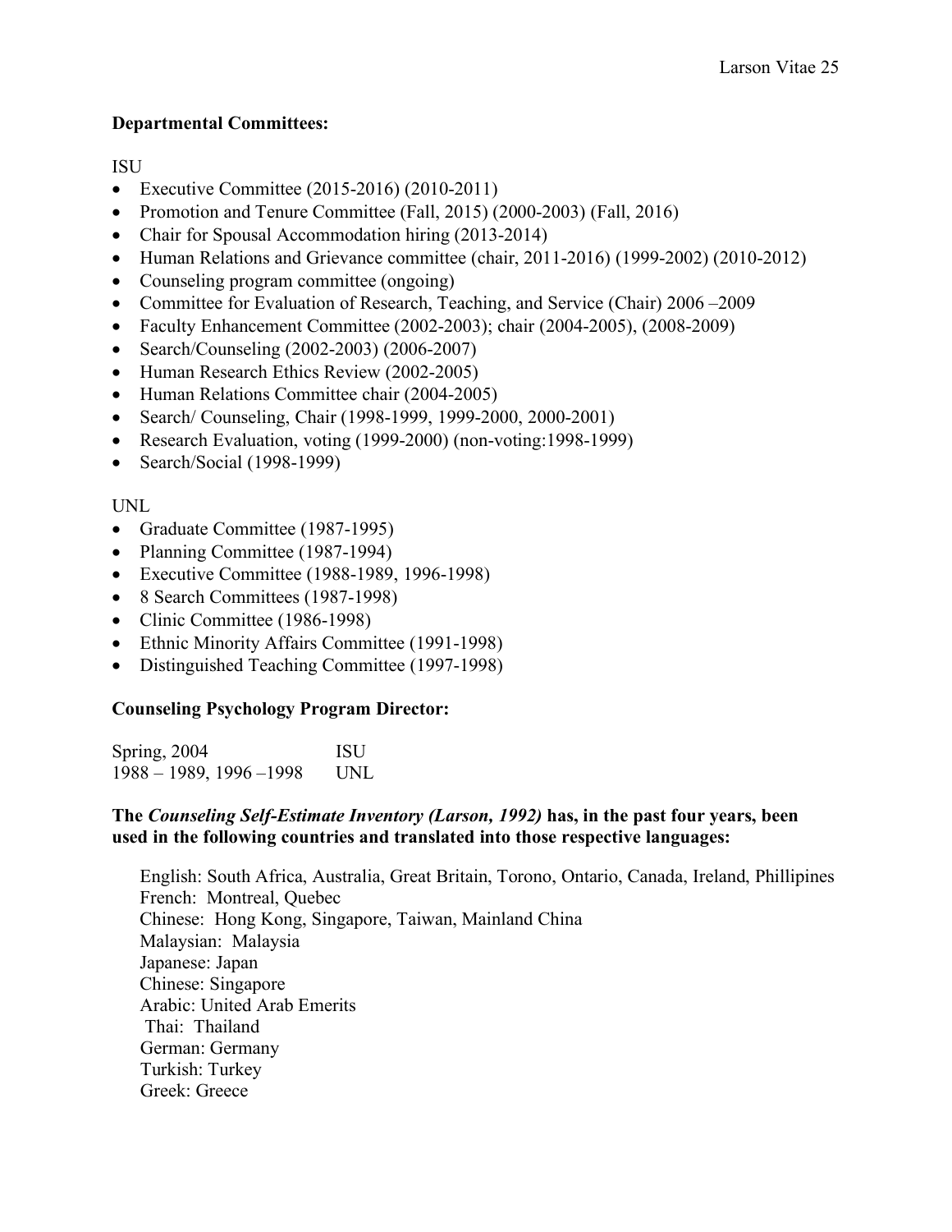**Departmental Committees:**

ISU

- Executive Committee (2015-2016) (2010-2011)
- Promotion and Tenure Committee (Fall, 2015) (2000-2003) (Fall, 2016)
- Chair for Spousal Accommodation hiring (2013-2014)
- Human Relations and Grievance committee (chair, 2011-2016) (1999-2002) (2010-2012)
- Counseling program committee (ongoing)
- Committee for Evaluation of Research, Teaching, and Service (Chair) 2006 –2009
- Faculty Enhancement Committee (2002-2003); chair (2004-2005), (2008-2009)
- Search/Counseling (2002-2003) (2006-2007)
- Human Research Ethics Review (2002-2005)
- Human Relations Committee chair (2004-2005)
- Search/ Counseling, Chair (1998-1999, 1999-2000, 2000-2001)
- Research Evaluation, voting (1999-2000) (non-voting:1998-1999)
- Search/Social (1998-1999)

UNL

- Graduate Committee (1987-1995)
- Planning Committee (1987-1994)
- Executive Committee (1988-1989, 1996-1998)
- 8 Search Committees (1987-1998)
- Clinic Committee (1986-1998)
- Ethnic Minority Affairs Committee (1991-1998)
- Distinguished Teaching Committee (1997-1998)

**Counseling Psychology Program Director:**

| | |
|---|---|
| Spring, 2004 | ISU |
| 1988 – 1989, 1996 –1998 | UNL |

**The *Counseling Self-Estimate Inventory (Larson, 1992)* has, in the past four years, been used in the following countries and translated into those respective languages:**

English: South Africa, Australia, Great Britain, Torono, Ontario, Canada, Ireland, Phillipines
French: Montreal, Quebec
Chinese: Hong Kong, Singapore, Taiwan, Mainland China
Malaysian: Malaysia
Japanese: Japan
Chinese: Singapore
Arabic: United Arab Emerits
Thai: Thailand
German: Germany
Turkish: Turkey
Greek: Greece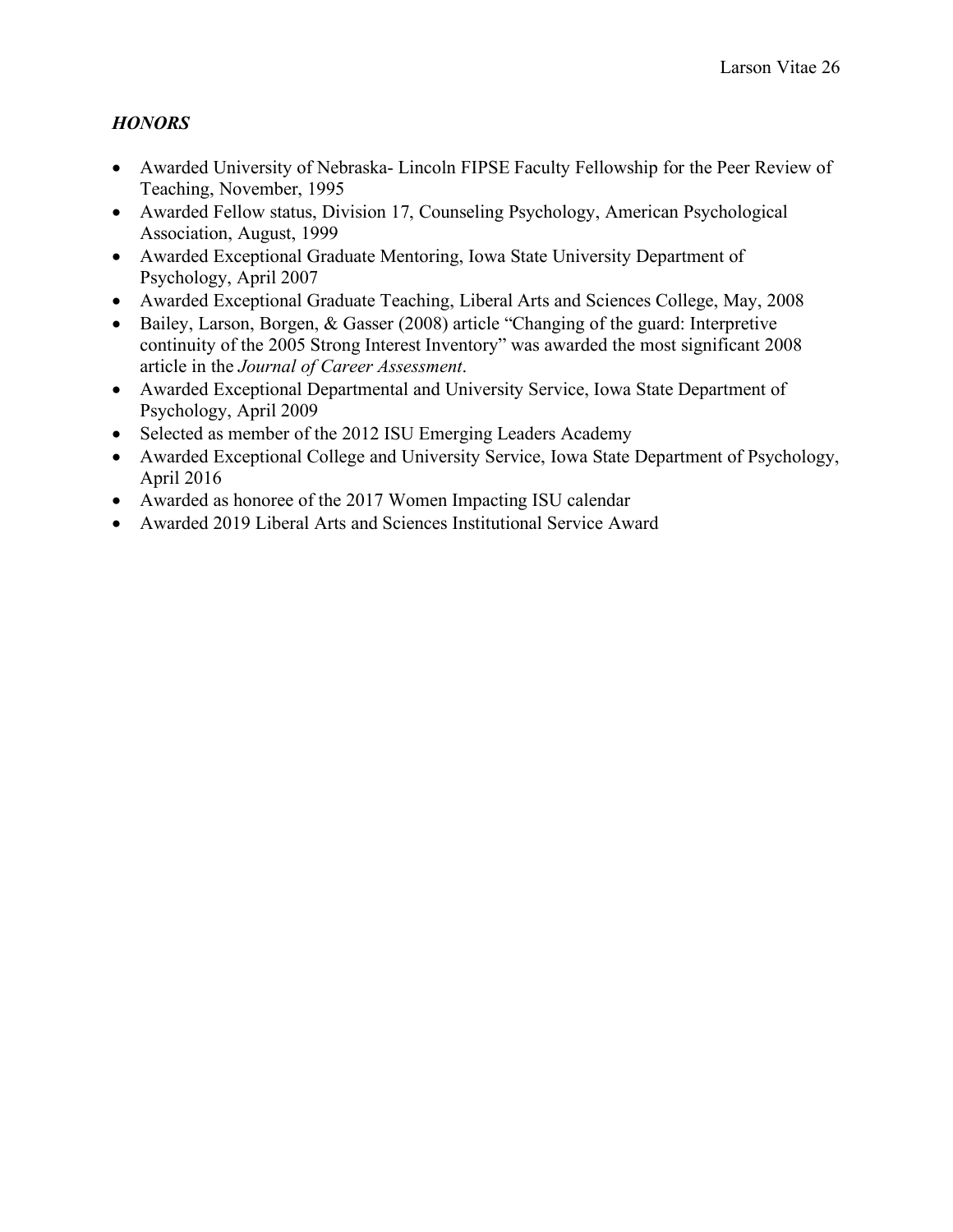### *HONORS*

- Awarded University of Nebraska- Lincoln FIPSE Faculty Fellowship for the Peer Review of Teaching, November, 1995
- Awarded Fellow status, Division 17, Counseling Psychology, American Psychological Association, August, 1999
- Awarded Exceptional Graduate Mentoring, Iowa State University Department of Psychology, April 2007
- Awarded Exceptional Graduate Teaching, Liberal Arts and Sciences College, May, 2008
- Bailey, Larson, Borgen, & Gasser (2008) article "Changing of the guard: Interpretive continuity of the 2005 Strong Interest Inventory" was awarded the most significant 2008 article in the *Journal of Career Assessment*.
- Awarded Exceptional Departmental and University Service, Iowa State Department of Psychology, April 2009
- Selected as member of the 2012 ISU Emerging Leaders Academy
- Awarded Exceptional College and University Service, Iowa State Department of Psychology, April 2016
- Awarded as honoree of the 2017 Women Impacting ISU calendar
- Awarded 2019 Liberal Arts and Sciences Institutional Service Award